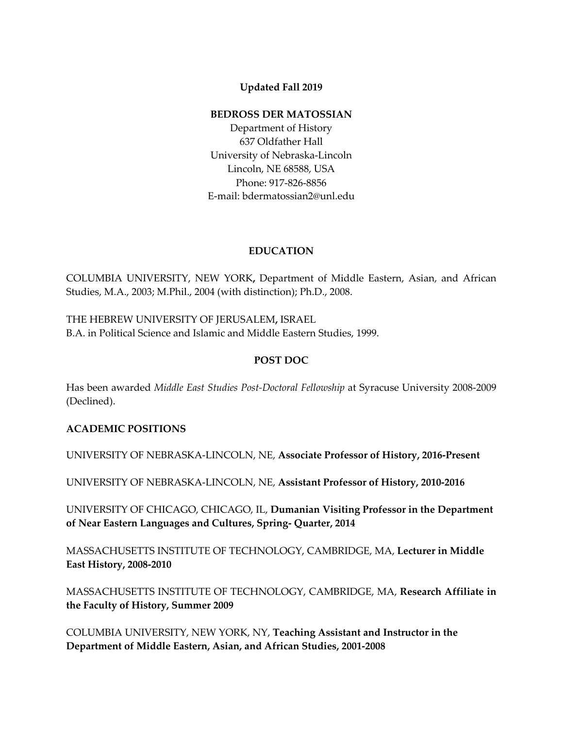**Updated Fall 2019**

**BEDROSS DER MATOSSIAN**

Department of History
637 Oldfather Hall
University of Nebraska-Lincoln
Lincoln, NE 68588, USA
Phone: 917-826-8856
E-mail: bdermatossian2@unl.edu

## EDUCATION

COLUMBIA UNIVERSITY, NEW YORK**,** Department of Middle Eastern, Asian, and African Studies, M.A., 2003; M.Phil., 2004 (with distinction); Ph.D., 2008.

THE HEBREW UNIVERSITY OF JERUSALEM**,** ISRAEL
B.A. in Political Science and Islamic and Middle Eastern Studies, 1999.

## POST DOC

Has been awarded *Middle East Studies Post-Doctoral Fellowship* at Syracuse University 2008-2009 (Declined).

## ACADEMIC POSITIONS

UNIVERSITY OF NEBRASKA-LINCOLN, NE, **Associate Professor of History, 2016-Present**

UNIVERSITY OF NEBRASKA-LINCOLN, NE, **Assistant Professor of History, 2010-2016**

UNIVERSITY OF CHICAGO, CHICAGO, IL, **Dumanian Visiting Professor in the Department of Near Eastern Languages and Cultures, Spring- Quarter, 2014**

MASSACHUSETTS INSTITUTE OF TECHNOLOGY, CAMBRIDGE, MA, **Lecturer in Middle East History, 2008-2010**

MASSACHUSETTS INSTITUTE OF TECHNOLOGY, CAMBRIDGE, MA, **Research Affiliate in the Faculty of History, Summer 2009**

COLUMBIA UNIVERSITY, NEW YORK, NY, **Teaching Assistant and Instructor in the Department of Middle Eastern, Asian, and African Studies, 2001-2008**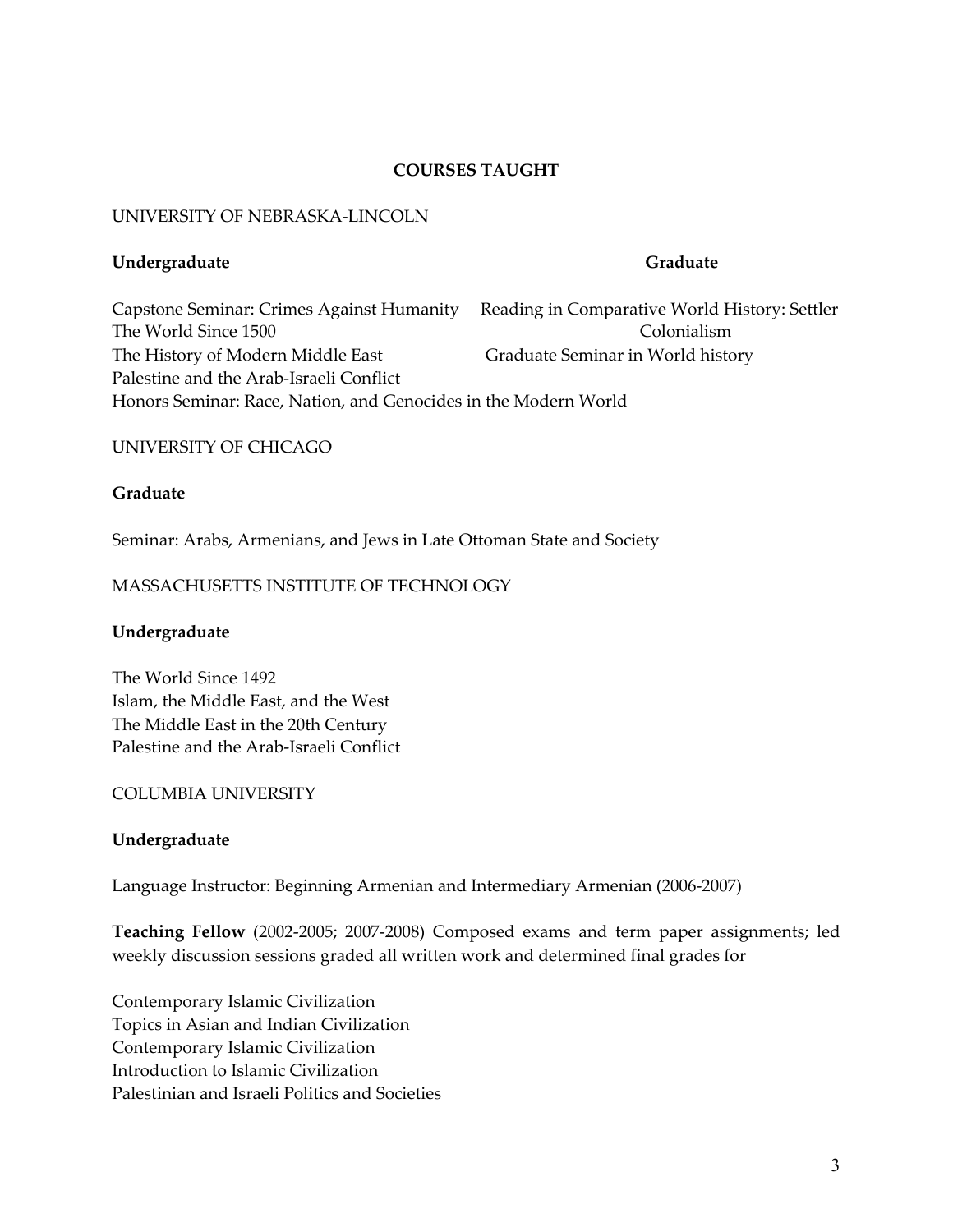## COURSES TAUGHT

UNIVERSITY OF NEBRASKA-LINCOLN

**Undergraduate**

Capstone Seminar: Crimes Against Humanity
The World Since 1500
The History of Modern Middle East
Palestine and the Arab-Israeli Conflict
Honors Seminar: Race, Nation, and Genocides in the Modern World

**Graduate**

Reading in Comparative World History: Settler Colonialism
Graduate Seminar in World history

UNIVERSITY OF CHICAGO

**Graduate**

Seminar: Arabs, Armenians, and Jews in Late Ottoman State and Society

MASSACHUSETTS INSTITUTE OF TECHNOLOGY

**Undergraduate**

The World Since 1492
Islam, the Middle East, and the West
The Middle East in the 20th Century
Palestine and the Arab-Israeli Conflict

COLUMBIA UNIVERSITY

**Undergraduate**

Language Instructor: Beginning Armenian and Intermediary Armenian (2006-2007)

**Teaching Fellow** (2002-2005; 2007-2008) Composed exams and term paper assignments; led weekly discussion sessions graded all written work and determined final grades for

Contemporary Islamic Civilization
Topics in Asian and Indian Civilization
Contemporary Islamic Civilization
Introduction to Islamic Civilization
Palestinian and Israeli Politics and Societies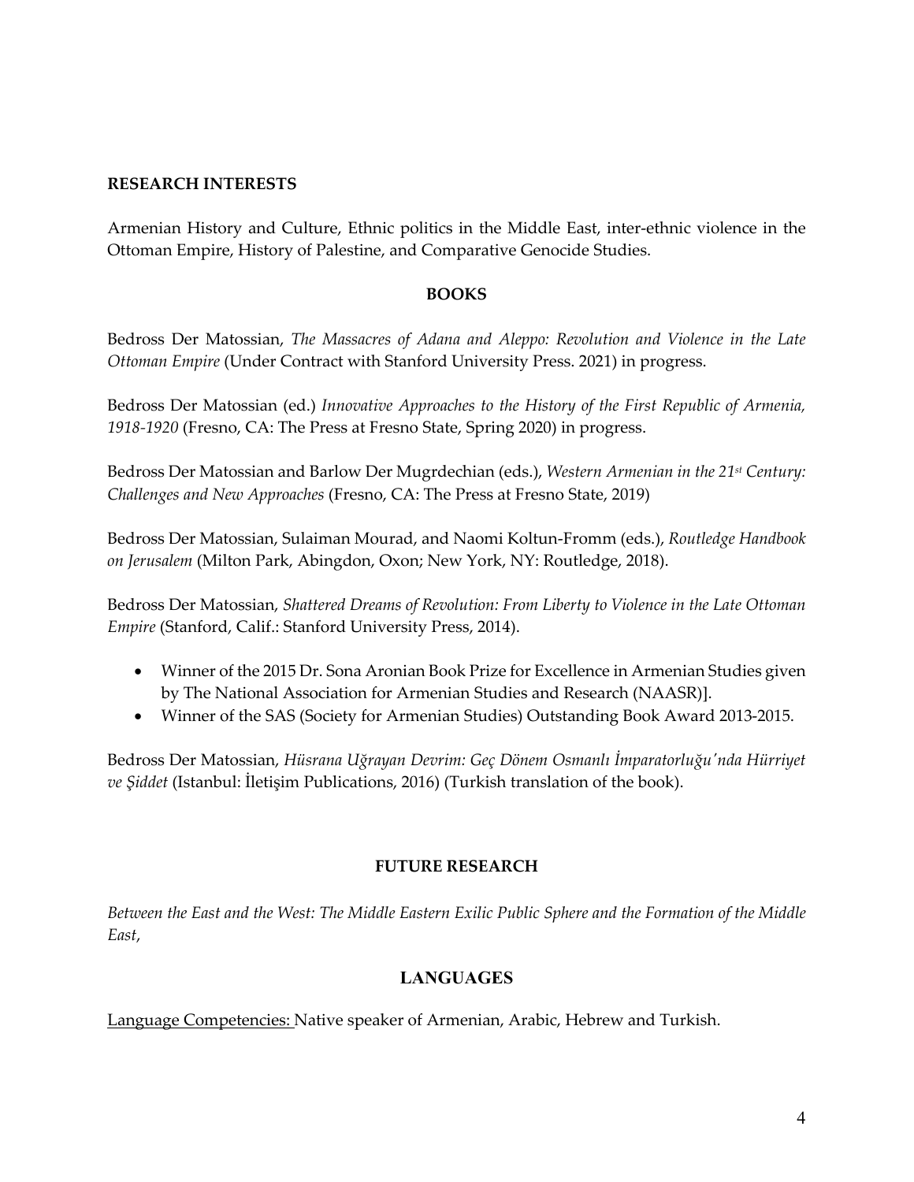## RESEARCH INTERESTS

Armenian History and Culture, Ethnic politics in the Middle East, inter-ethnic violence in the Ottoman Empire, History of Palestine, and Comparative Genocide Studies.

## BOOKS

Bedross Der Matossian, *The Massacres of Adana and Aleppo: Revolution and Violence in the Late Ottoman Empire* (Under Contract with Stanford University Press. 2021) in progress.

Bedross Der Matossian (ed.) *Innovative Approaches to the History of the First Republic of Armenia, 1918-1920* (Fresno, CA: The Press at Fresno State, Spring 2020) in progress.

Bedross Der Matossian and Barlow Der Mugrdechian (eds.), *Western Armenian in the 21st Century: Challenges and New Approaches* (Fresno, CA: The Press at Fresno State, 2019)

Bedross Der Matossian, Sulaiman Mourad, and Naomi Koltun-Fromm (eds.), *Routledge Handbook on Jerusalem* (Milton Park, Abingdon, Oxon; New York, NY: Routledge, 2018).

Bedross Der Matossian, *Shattered Dreams of Revolution: From Liberty to Violence in the Late Ottoman Empire* (Stanford, Calif.: Stanford University Press, 2014).

- Winner of the 2015 Dr. Sona Aronian Book Prize for Excellence in Armenian Studies given by The National Association for Armenian Studies and Research (NAASR)].
- Winner of the SAS (Society for Armenian Studies) Outstanding Book Award 2013-2015.

Bedross Der Matossian, *Hüsrana Uğrayan Devrim: Geç Dönem Osmanlı İmparatorluğu'nda Hürriyet ve Şiddet* (Istanbul: İletişim Publications, 2016) (Turkish translation of the book).

## FUTURE RESEARCH

*Between the East and the West: The Middle Eastern Exilic Public Sphere and the Formation of the Middle East*,

## LANGUAGES

Language Competencies: Native speaker of Armenian, Arabic, Hebrew and Turkish.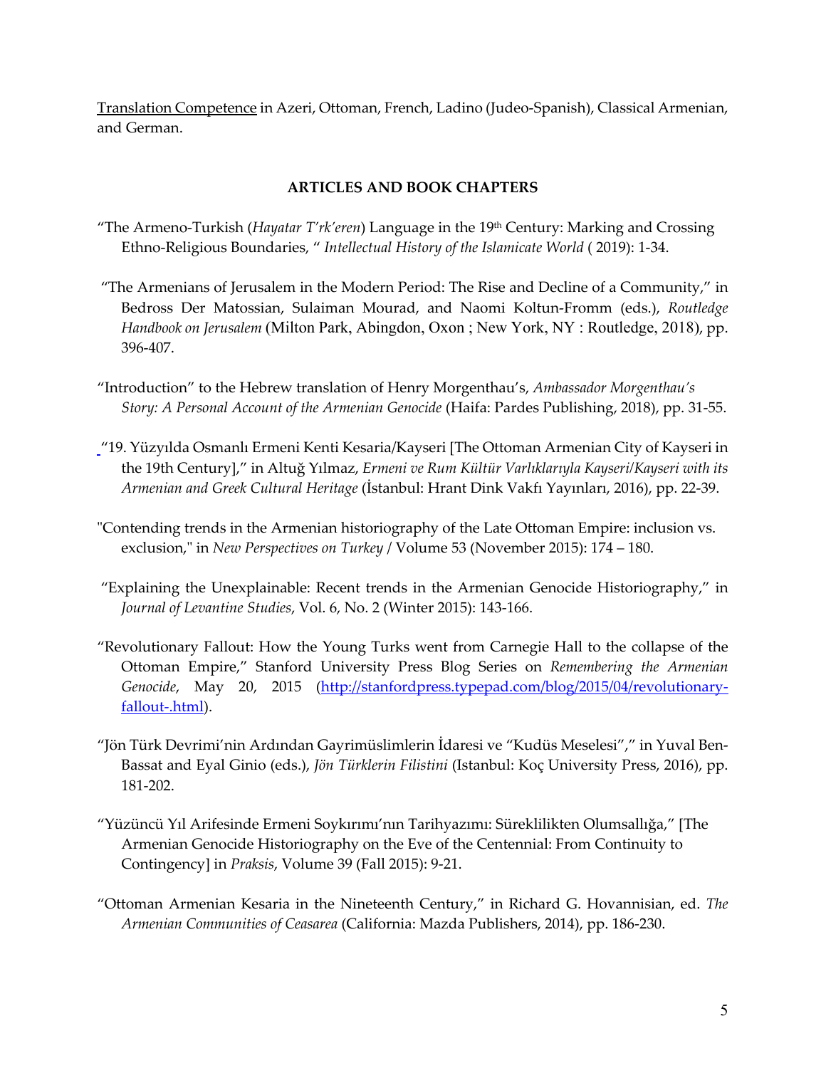<u>Translation Competence</u> in Azeri, Ottoman, French, Ladino (Judeo-Spanish), Classical Armenian, and German.

## ARTICLES AND BOOK CHAPTERS

"The Armeno-Turkish (*Hayatar T'rk'eren*) Language in the 19th Century: Marking and Crossing Ethno-Religious Boundaries, " *Intellectual History of the Islamicate World* ( 2019): 1-34.

"The Armenians of Jerusalem in the Modern Period: The Rise and Decline of a Community," in Bedross Der Matossian, Sulaiman Mourad, and Naomi Koltun-Fromm (eds.), *Routledge Handbook on Jerusalem* (Milton Park, Abingdon, Oxon ; New York, NY : Routledge, 2018), pp. 396-407.

"Introduction" to the Hebrew translation of Henry Morgenthau's, *Ambassador Morgenthau's Story: A Personal Account of the Armenian Genocide* (Haifa: Pardes Publishing, 2018), pp. 31-55.

"19. Yüzyılda Osmanlı Ermeni Kenti Kesaria/Kayseri [The Ottoman Armenian City of Kayseri in the 19th Century]," in Altuğ Yılmaz, *Ermeni ve Rum Kültür Varlıklarıyla Kayseri/Kayseri with its Armenian and Greek Cultural Heritage* (İstanbul: Hrant Dink Vakfı Yayınları, 2016), pp. 22-39.

"Contending trends in the Armenian historiography of the Late Ottoman Empire: inclusion vs. exclusion," in *New Perspectives on Turkey* / Volume 53 (November 2015): 174 – 180.

"Explaining the Unexplainable: Recent trends in the Armenian Genocide Historiography," in *Journal of Levantine Studies*, Vol. 6, No. 2 (Winter 2015): 143-166.

"Revolutionary Fallout: How the Young Turks went from Carnegie Hall to the collapse of the Ottoman Empire," Stanford University Press Blog Series on *Remembering the Armenian Genocide*, May 20, 2015 (http://stanfordpress.typepad.com/blog/2015/04/revolutionary-fallout-.html).

"Jön Türk Devrimi'nin Ardından Gayrimüslimlerin İdaresi ve "Kudüs Meselesi"," in Yuval Ben-Bassat and Eyal Ginio (eds.), *Jön Türklerin Filistini* (Istanbul: Koç University Press, 2016), pp. 181-202.

"Yüzüncü Yıl Arifesinde Ermeni Soykırımı'nın Tarihyazımı: Süreklilikten Olumsallığa," [The Armenian Genocide Historiography on the Eve of the Centennial: From Continuity to Contingency] in *Praksis*, Volume 39 (Fall 2015): 9-21.

"Ottoman Armenian Kesaria in the Nineteenth Century," in Richard G. Hovannisian, ed. *The Armenian Communities of Ceasarea* (California: Mazda Publishers, 2014), pp. 186-230.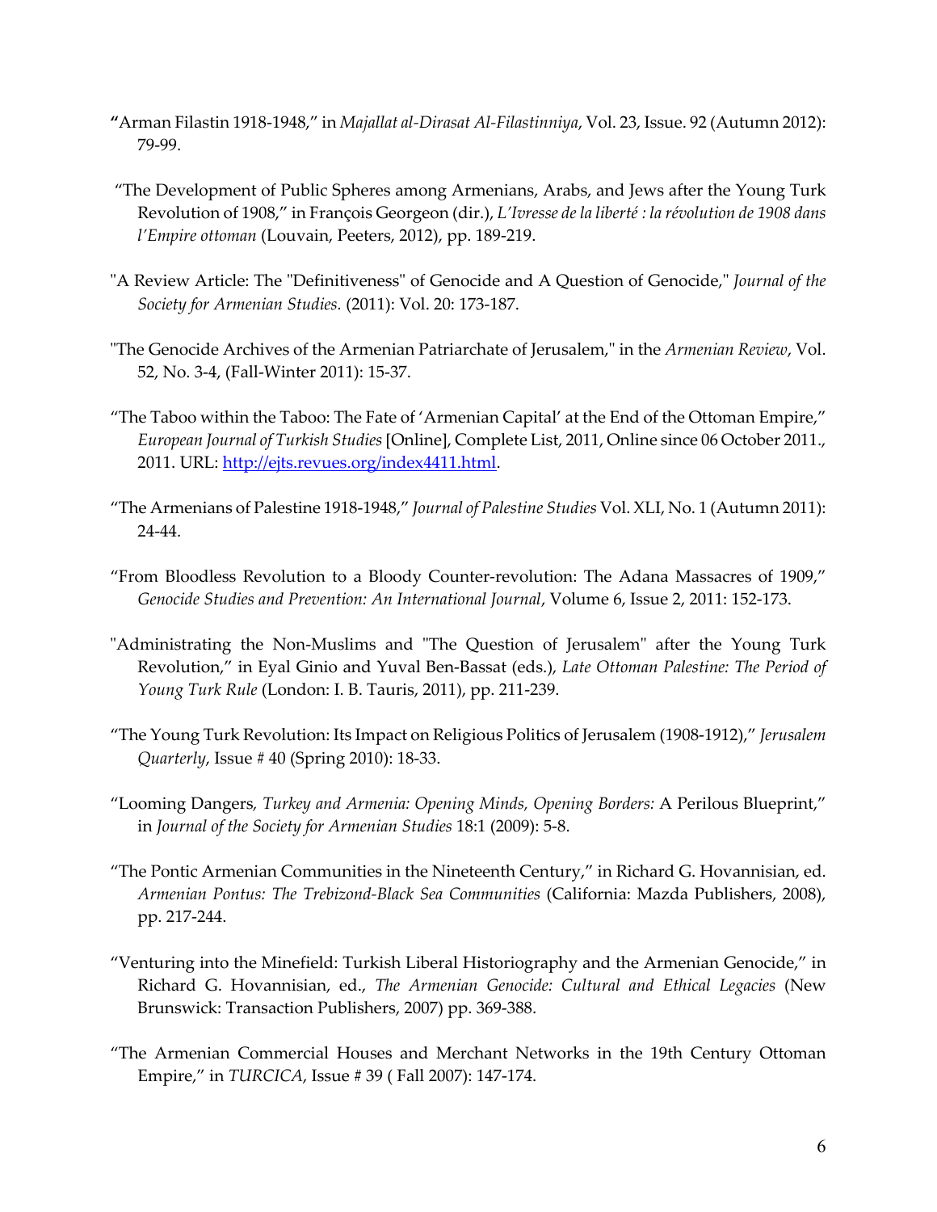"Arman Filastin 1918-1948," in *Majallat al-Dirasat Al-Filastinniya*, Vol. 23, Issue. 92 (Autumn 2012): 79-99.

"The Development of Public Spheres among Armenians, Arabs, and Jews after the Young Turk Revolution of 1908," in François Georgeon (dir.), *L'Ivresse de la liberté : la révolution de 1908 dans l'Empire ottoman* (Louvain, Peeters, 2012), pp. 189-219.

"A Review Article: The "Definitiveness" of Genocide and A Question of Genocide," *Journal of the Society for Armenian Studies.* (2011): Vol. 20: 173-187.

"The Genocide Archives of the Armenian Patriarchate of Jerusalem," in the *Armenian Review*, Vol. 52, No. 3-4, (Fall-Winter 2011): 15-37.

"The Taboo within the Taboo: The Fate of 'Armenian Capital' at the End of the Ottoman Empire," *European Journal of Turkish Studies* [Online], Complete List, 2011, Online since 06 October 2011., 2011. URL: http://ejts.revues.org/index4411.html.

"The Armenians of Palestine 1918-1948," *Journal of Palestine Studies* Vol. XLI, No. 1 (Autumn 2011): 24-44.

"From Bloodless Revolution to a Bloody Counter-revolution: The Adana Massacres of 1909," *Genocide Studies and Prevention: An International Journal*, Volume 6, Issue 2, 2011: 152-173.

"Administrating the Non-Muslims and "The Question of Jerusalem" after the Young Turk Revolution," in Eyal Ginio and Yuval Ben-Bassat (eds.), *Late Ottoman Palestine: The Period of Young Turk Rule* (London: I. B. Tauris, 2011), pp. 211-239.

"The Young Turk Revolution: Its Impact on Religious Politics of Jerusalem (1908-1912)," *Jerusalem Quarterly*, Issue # 40 (Spring 2010): 18-33.

"Looming Dangers, *Turkey and Armenia: Opening Minds, Opening Borders:* A Perilous Blueprint," in *Journal of the Society for Armenian Studies* 18:1 (2009): 5-8.

"The Pontic Armenian Communities in the Nineteenth Century," in Richard G. Hovannisian, ed. *Armenian Pontus: The Trebizond-Black Sea Communities* (California: Mazda Publishers, 2008), pp. 217-244.

"Venturing into the Minefield: Turkish Liberal Historiography and the Armenian Genocide," in Richard G. Hovannisian, ed., *The Armenian Genocide: Cultural and Ethical Legacies* (New Brunswick: Transaction Publishers, 2007) pp. 369-388.

"The Armenian Commercial Houses and Merchant Networks in the 19th Century Ottoman Empire," in *TURCICA*, Issue # 39 ( Fall 2007): 147-174.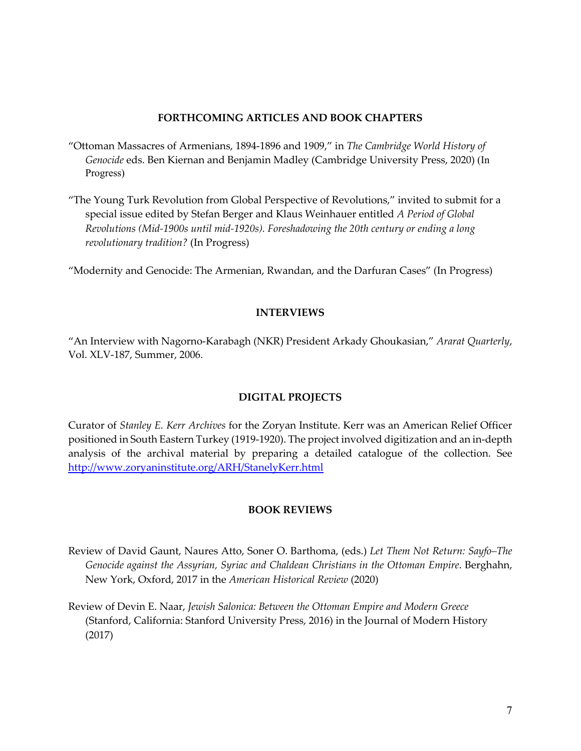## FORTHCOMING ARTICLES AND BOOK CHAPTERS

"Ottoman Massacres of Armenians, 1894-1896 and 1909," in *The Cambridge World History of Genocide* eds. Ben Kiernan and Benjamin Madley (Cambridge University Press, 2020) (In Progress)

"The Young Turk Revolution from Global Perspective of Revolutions," invited to submit for a special issue edited by Stefan Berger and Klaus Weinhauer entitled *A Period of Global Revolutions (Mid-1900s until mid-1920s). Foreshadowing the 20th century or ending a long revolutionary tradition?* (In Progress)

"Modernity and Genocide: The Armenian, Rwandan, and the Darfuran Cases" (In Progress)

## INTERVIEWS

"An Interview with Nagorno-Karabagh (NKR) President Arkady Ghoukasian," *Ararat Quarterly*, Vol. XLV-187, Summer, 2006.

## DIGITAL PROJECTS

Curator of *Stanley E. Kerr Archives* for the Zoryan Institute. Kerr was an American Relief Officer positioned in South Eastern Turkey (1919-1920). The project involved digitization and an in-depth analysis of the archival material by preparing a detailed catalogue of the collection. See [http://www.zoryaninstitute.org/ARH/StanelyKerr.html](http://www.zoryaninstitute.org/ARH/StanelyKerr.html)

## BOOK REVIEWS

Review of David Gaunt, Naures Atto, Soner O. Barthoma, (eds.) *Let Them Not Return: Sayfo–The Genocide against the Assyrian, Syriac and Chaldean Christians in the Ottoman Empire*. Berghahn, New York, Oxford, 2017 in the *American Historical Review* (2020)

Review of Devin E. Naar, *Jewish Salonica: Between the Ottoman Empire and Modern Greece* (Stanford, California: Stanford University Press, 2016) in the Journal of Modern History (2017)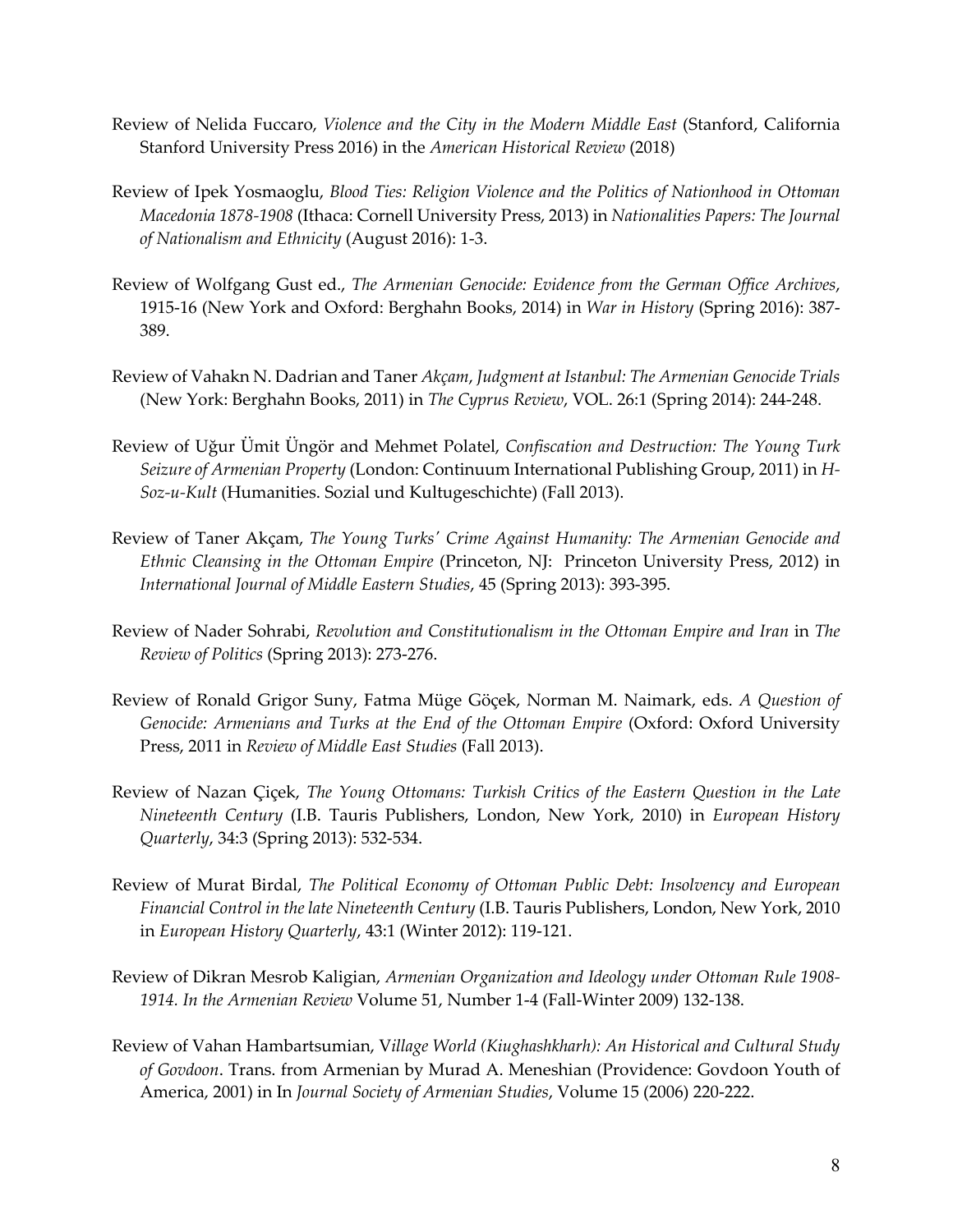Review of Nelida Fuccaro, *Violence and the City in the Modern Middle East* (Stanford, California Stanford University Press 2016) in the *American Historical Review* (2018)

Review of Ipek Yosmaoglu, *Blood Ties: Religion Violence and the Politics of Nationhood in Ottoman Macedonia 1878-1908* (Ithaca: Cornell University Press, 2013) in *Nationalities Papers: The Journal of Nationalism and Ethnicity* (August 2016): 1-3.

Review of Wolfgang Gust ed., *The Armenian Genocide: Evidence from the German Office Archives*, 1915-16 (New York and Oxford: Berghahn Books, 2014) in *War in History* (Spring 2016): 387-389.

Review of Vahakn N. Dadrian and Taner *Akçam*, *Judgment at Istanbul: The Armenian Genocide Trials* (New York: Berghahn Books, 2011) in *The Cyprus Review*, VOL. 26:1 (Spring 2014): 244-248.

Review of Uğur Ümit Üngör and Mehmet Polatel, *Confiscation and Destruction: The Young Turk Seizure of Armenian Property* (London: Continuum International Publishing Group, 2011) in *H-Soz-u-Kult* (Humanities. Sozial und Kultugeschichte) (Fall 2013).

Review of Taner Akçam, *The Young Turks' Crime Against Humanity: The Armenian Genocide and Ethnic Cleansing in the Ottoman Empire* (Princeton, NJ: Princeton University Press, 2012) in *International Journal of Middle Eastern Studies*, 45 (Spring 2013): 393-395.

Review of Nader Sohrabi, *Revolution and Constitutionalism in the Ottoman Empire and Iran* in *The Review of Politics* (Spring 2013): 273-276.

Review of Ronald Grigor Suny, Fatma Müge Göçek, Norman M. Naimark, eds. *A Question of Genocide: Armenians and Turks at the End of the Ottoman Empire* (Oxford: Oxford University Press, 2011 in *Review of Middle East Studies* (Fall 2013).

Review of Nazan Çiçek, *The Young Ottomans: Turkish Critics of the Eastern Question in the Late Nineteenth Century* (I.B. Tauris Publishers, London, New York, 2010) in *European History Quarterly*, 34:3 (Spring 2013): 532-534.

Review of Murat Birdal, *The Political Economy of Ottoman Public Debt: Insolvency and European Financial Control in the late Nineteenth Century* (I.B. Tauris Publishers, London, New York, 2010 in *European History Quarterly*, 43:1 (Winter 2012): 119-121.

Review of Dikran Mesrob Kaligian, *Armenian Organization and Ideology under Ottoman Rule 1908-1914. In the Armenian Review* Volume 51, Number 1-4 (Fall-Winter 2009) 132-138.

Review of Vahan Hambartsumian, V*illage World (Kiughashkharh): An Historical and Cultural Study of Govdoon*. Trans. from Armenian by Murad A. Meneshian (Providence: Govdoon Youth of America, 2001) in In *Journal Society of Armenian Studies*, Volume 15 (2006) 220-222.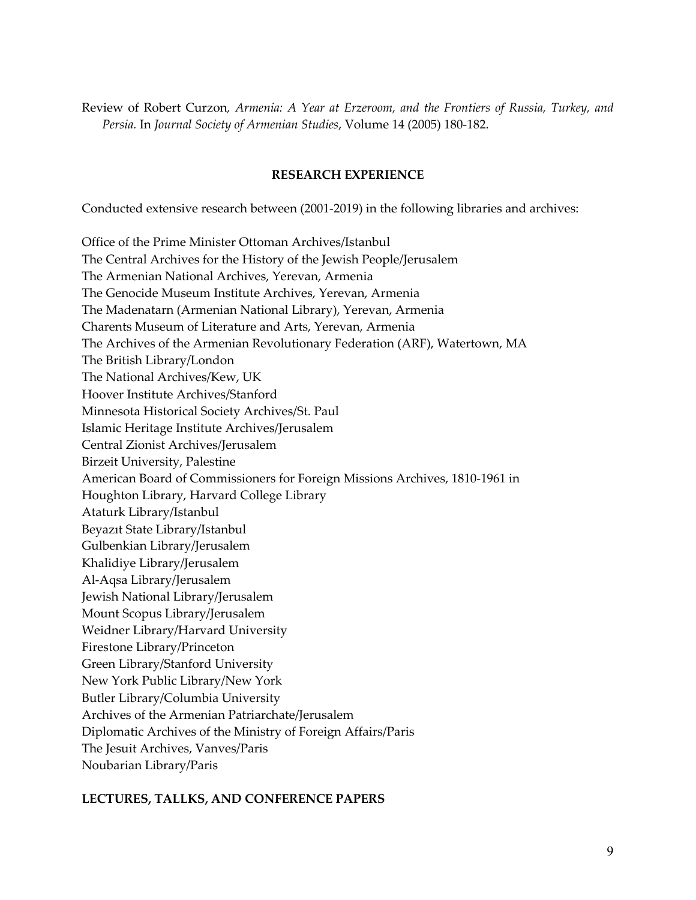Review of Robert Curzon, *Armenia: A Year at Erzeroom, and the Frontiers of Russia, Turkey, and Persia.* In *Journal Society of Armenian Studies*, Volume 14 (2005) 180-182.

## RESEARCH EXPERIENCE

Conducted extensive research between (2001-2019) in the following libraries and archives:

Office of the Prime Minister Ottoman Archives/Istanbul
The Central Archives for the History of the Jewish People/Jerusalem
The Armenian National Archives, Yerevan, Armenia
The Genocide Museum Institute Archives, Yerevan, Armenia
The Madenatarn (Armenian National Library), Yerevan, Armenia
Charents Museum of Literature and Arts, Yerevan, Armenia
The Archives of the Armenian Revolutionary Federation (ARF), Watertown, MA
The British Library/London
The National Archives/Kew, UK
Hoover Institute Archives/Stanford
Minnesota Historical Society Archives/St. Paul
Islamic Heritage Institute Archives/Jerusalem
Central Zionist Archives/Jerusalem
Birzeit University, Palestine
American Board of Commissioners for Foreign Missions Archives, 1810-1961 in
Houghton Library, Harvard College Library
Ataturk Library/Istanbul
Beyazıt State Library/Istanbul
Gulbenkian Library/Jerusalem
Khalidiye Library/Jerusalem
Al-Aqsa Library/Jerusalem
Jewish National Library/Jerusalem
Mount Scopus Library/Jerusalem
Weidner Library/Harvard University
Firestone Library/Princeton
Green Library/Stanford University
New York Public Library/New York
Butler Library/Columbia University
Archives of the Armenian Patriarchate/Jerusalem
Diplomatic Archives of the Ministry of Foreign Affairs/Paris
The Jesuit Archives, Vanves/Paris
Noubarian Library/Paris

## LECTURES, TALLKS, AND CONFERENCE PAPERS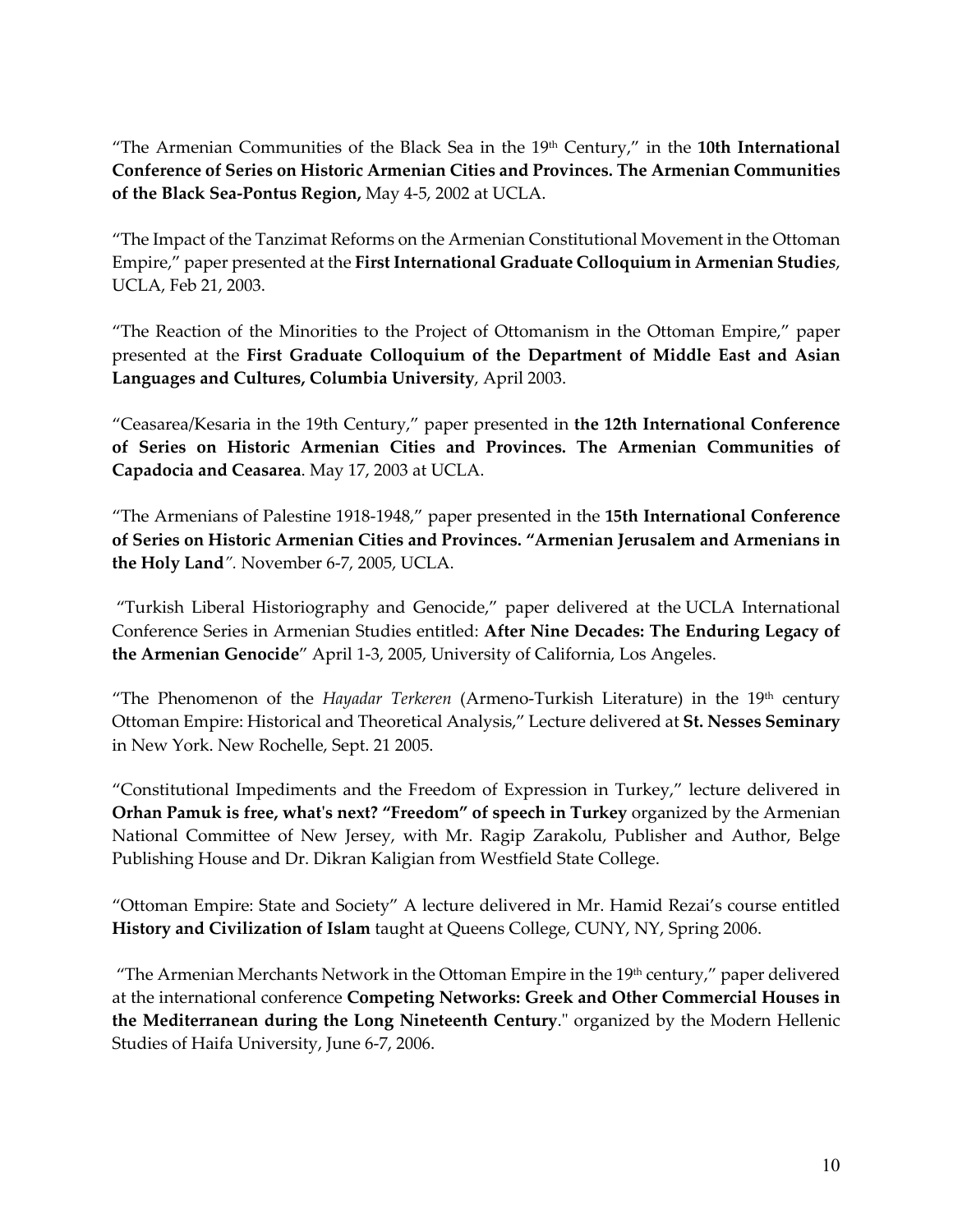"The Armenian Communities of the Black Sea in the 19th Century," in the **10th International Conference of Series on Historic Armenian Cities and Provinces. The Armenian Communities of the Black Sea-Pontus Region,** May 4-5, 2002 at UCLA.

"The Impact of the Tanzimat Reforms on the Armenian Constitutional Movement in the Ottoman Empire," paper presented at the **First International Graduate Colloquium in Armenian Studies**, UCLA, Feb 21, 2003.

"The Reaction of the Minorities to the Project of Ottomanism in the Ottoman Empire," paper presented at the **First Graduate Colloquium of the Department of Middle East and Asian Languages and Cultures, Columbia University**, April 2003.

"Ceasarea/Kesaria in the 19th Century," paper presented in **the 12th International Conference of Series on Historic Armenian Cities and Provinces. The Armenian Communities of Capadocia and Ceasarea**. May 17, 2003 at UCLA.

"The Armenians of Palestine 1918-1948," paper presented in the **15th International Conference of Series on Historic Armenian Cities and Provinces. "Armenian Jerusalem and Armenians in the Holy Land**". November 6-7, 2005, UCLA.

"Turkish Liberal Historiography and Genocide," paper delivered at the UCLA International Conference Series in Armenian Studies entitled: **After Nine Decades: The Enduring Legacy of the Armenian Genocide**" April 1-3, 2005, University of California, Los Angeles.

"The Phenomenon of the *Hayadar Terkeren* (Armeno-Turkish Literature) in the 19th century Ottoman Empire: Historical and Theoretical Analysis," Lecture delivered at **St. Nesses Seminary** in New York. New Rochelle, Sept. 21 2005.

"Constitutional Impediments and the Freedom of Expression in Turkey," lecture delivered in **Orhan Pamuk is free, what's next? "Freedom" of speech in Turkey** organized by the Armenian National Committee of New Jersey, with Mr. Ragip Zarakolu, Publisher and Author, Belge Publishing House and Dr. Dikran Kaligian from Westfield State College.

"Ottoman Empire: State and Society" A lecture delivered in Mr. Hamid Rezai's course entitled **History and Civilization of Islam** taught at Queens College, CUNY, NY, Spring 2006.

"The Armenian Merchants Network in the Ottoman Empire in the 19th century," paper delivered at the international conference **Competing Networks: Greek and Other Commercial Houses in the Mediterranean during the Long Nineteenth Century**." organized by the Modern Hellenic Studies of Haifa University, June 6-7, 2006.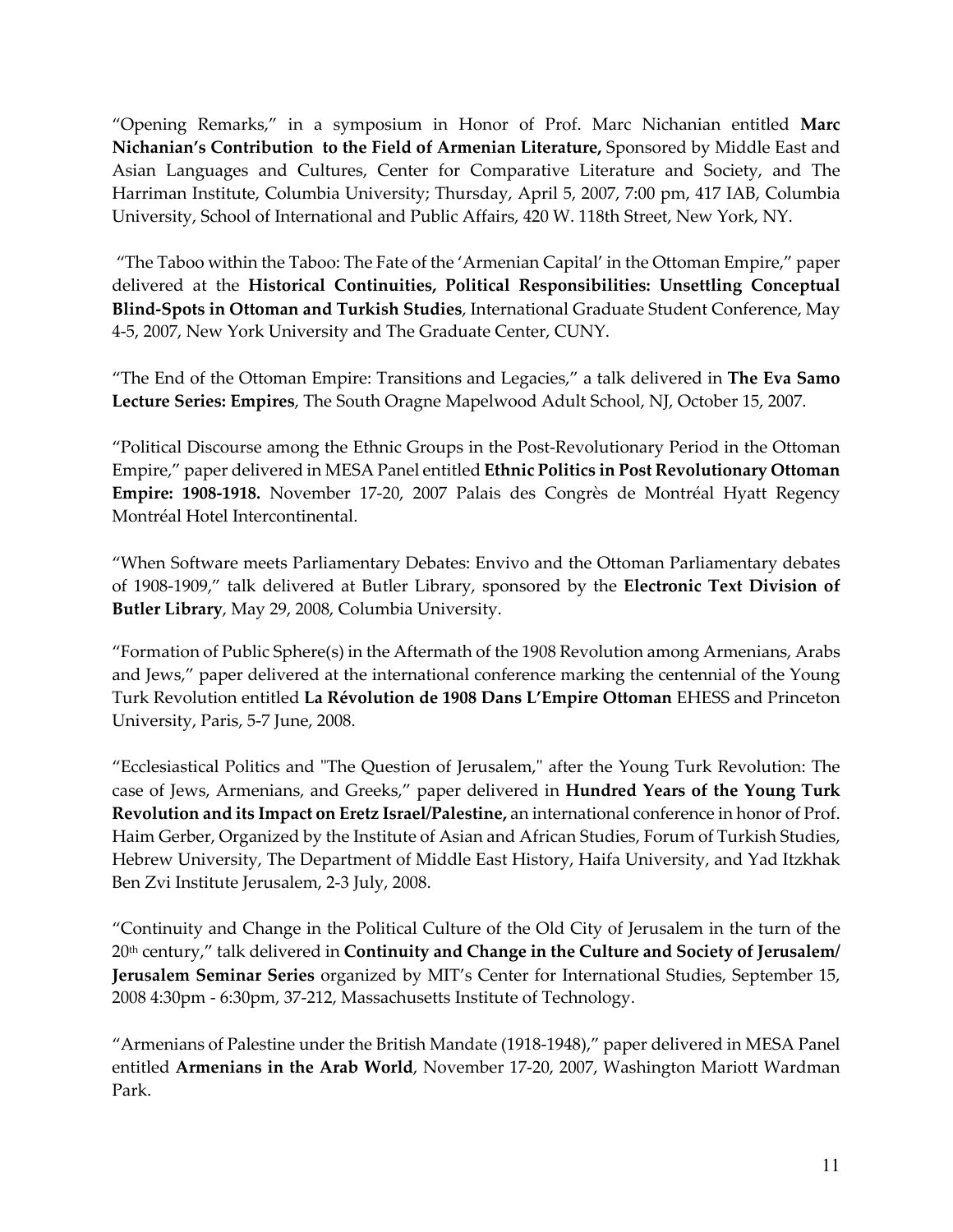"Opening Remarks," in a symposium in Honor of Prof. Marc Nichanian entitled **Marc Nichanian's Contribution to the Field of Armenian Literature,** Sponsored by Middle East and Asian Languages and Cultures, Center for Comparative Literature and Society, and The Harriman Institute, Columbia University; Thursday, April 5, 2007, 7:00 pm, 417 IAB, Columbia University, School of International and Public Affairs, 420 W. 118th Street, New York, NY.

"The Taboo within the Taboo: The Fate of the 'Armenian Capital' in the Ottoman Empire," paper delivered at the **Historical Continuities, Political Responsibilities: Unsettling Conceptual Blind-Spots in Ottoman and Turkish Studies**, International Graduate Student Conference, May 4-5, 2007, New York University and The Graduate Center, CUNY.

"The End of the Ottoman Empire: Transitions and Legacies," a talk delivered in **The Eva Samo Lecture Series: Empires**, The South Oragne Mapelwood Adult School, NJ, October 15, 2007.

"Political Discourse among the Ethnic Groups in the Post-Revolutionary Period in the Ottoman Empire," paper delivered in MESA Panel entitled **Ethnic Politics in Post Revolutionary Ottoman Empire: 1908-1918.** November 17-20, 2007 Palais des Congrès de Montréal Hyatt Regency Montréal Hotel Intercontinental.

"When Software meets Parliamentary Debates: Envivo and the Ottoman Parliamentary debates of 1908-1909," talk delivered at Butler Library, sponsored by the **Electronic Text Division of Butler Library**, May 29, 2008, Columbia University.

"Formation of Public Sphere(s) in the Aftermath of the 1908 Revolution among Armenians, Arabs and Jews," paper delivered at the international conference marking the centennial of the Young Turk Revolution entitled **La Révolution de 1908 Dans L'Empire Ottoman** EHESS and Princeton University, Paris, 5-7 June, 2008.

"Ecclesiastical Politics and "The Question of Jerusalem," after the Young Turk Revolution: The case of Jews, Armenians, and Greeks," paper delivered in **Hundred Years of the Young Turk Revolution and its Impact on Eretz Israel/Palestine,** an international conference in honor of Prof. Haim Gerber, Organized by the Institute of Asian and African Studies, Forum of Turkish Studies, Hebrew University, The Department of Middle East History, Haifa University, and Yad Itzkhak Ben Zvi Institute Jerusalem, 2-3 July, 2008.

"Continuity and Change in the Political Culture of the Old City of Jerusalem in the turn of the 20th century," talk delivered in **Continuity and Change in the Culture and Society of Jerusalem/ Jerusalem Seminar Series** organized by MIT's Center for International Studies, September 15, 2008 4:30pm - 6:30pm, 37-212, Massachusetts Institute of Technology.

"Armenians of Palestine under the British Mandate (1918-1948)," paper delivered in MESA Panel entitled **Armenians in the Arab World**, November 17-20, 2007, Washington Mariott Wardman Park.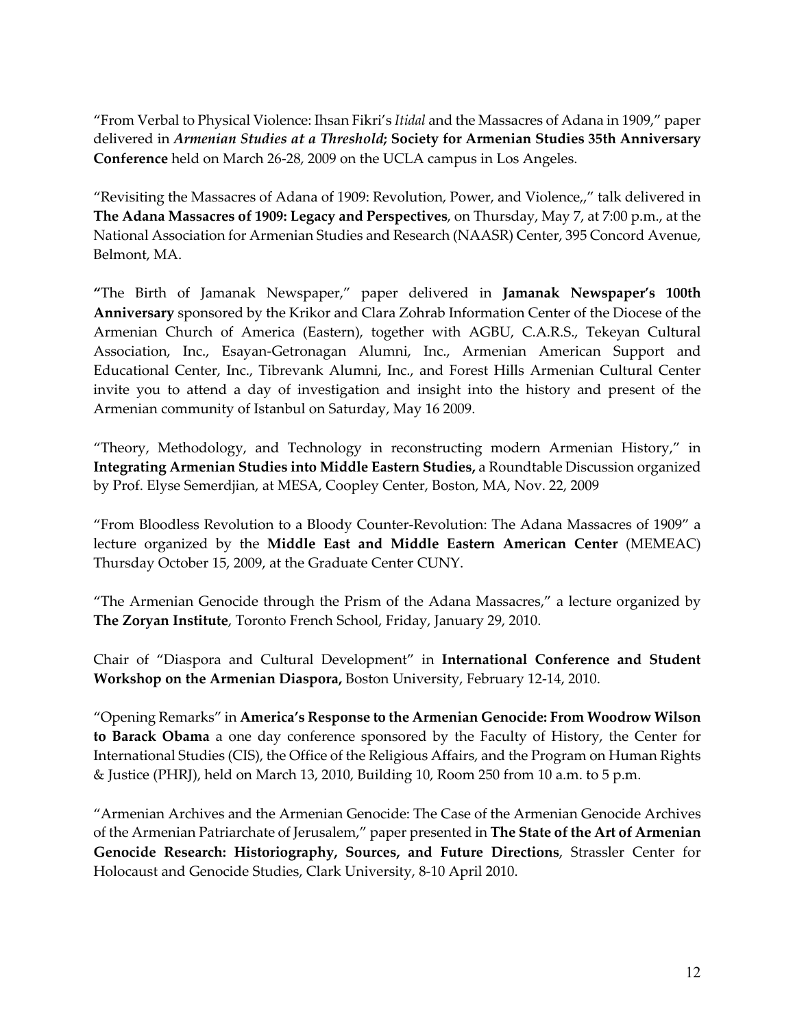"From Verbal to Physical Violence: Ihsan Fikri's *Itidal* and the Massacres of Adana in 1909," paper delivered in ***Armenian Studies at a Threshold*; Society for Armenian Studies 35th Anniversary Conference** held on March 26-28, 2009 on the UCLA campus in Los Angeles.

"Revisiting the Massacres of Adana of 1909: Revolution, Power, and Violence,," talk delivered in **The Adana Massacres of 1909: Legacy and Perspectives**, on Thursday, May 7, at 7:00 p.m., at the National Association for Armenian Studies and Research (NAASR) Center, 395 Concord Avenue, Belmont, MA.

**"**The Birth of Jamanak Newspaper," paper delivered in **Jamanak Newspaper's 100th Anniversary** sponsored by the Krikor and Clara Zohrab Information Center of the Diocese of the Armenian Church of America (Eastern), together with AGBU, C.A.R.S., Tekeyan Cultural Association, Inc., Esayan-Getronagan Alumni, Inc., Armenian American Support and Educational Center, Inc., Tibrevank Alumni, Inc., and Forest Hills Armenian Cultural Center invite you to attend a day of investigation and insight into the history and present of the Armenian community of Istanbul on Saturday, May 16 2009.

"Theory, Methodology, and Technology in reconstructing modern Armenian History," in **Integrating Armenian Studies into Middle Eastern Studies,** a Roundtable Discussion organized by Prof. Elyse Semerdjian, at MESA, Coopley Center, Boston, MA, Nov. 22, 2009

"From Bloodless Revolution to a Bloody Counter-Revolution: The Adana Massacres of 1909" a lecture organized by the **Middle East and Middle Eastern American Center** (MEMEAC) Thursday October 15, 2009, at the Graduate Center CUNY.

"The Armenian Genocide through the Prism of the Adana Massacres," a lecture organized by **The Zoryan Institute**, Toronto French School, Friday, January 29, 2010.

Chair of "Diaspora and Cultural Development" in **International Conference and Student Workshop on the Armenian Diaspora,** Boston University, February 12-14, 2010.

"Opening Remarks" in **America's Response to the Armenian Genocide: From Woodrow Wilson to Barack Obama** a one day conference sponsored by the Faculty of History, the Center for International Studies (CIS), the Office of the Religious Affairs, and the Program on Human Rights & Justice (PHRJ), held on March 13, 2010, Building 10, Room 250 from 10 a.m. to 5 p.m.

"Armenian Archives and the Armenian Genocide: The Case of the Armenian Genocide Archives of the Armenian Patriarchate of Jerusalem," paper presented in **The State of the Art of Armenian Genocide Research: Historiography, Sources, and Future Directions**, Strassler Center for Holocaust and Genocide Studies, Clark University, 8-10 April 2010.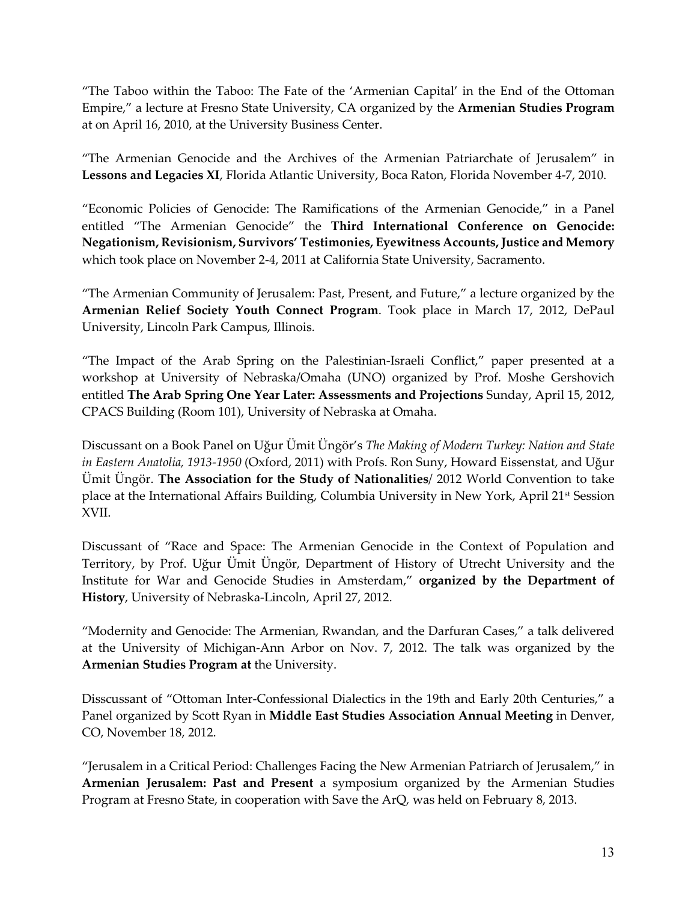"The Taboo within the Taboo: The Fate of the 'Armenian Capital' in the End of the Ottoman Empire," a lecture at Fresno State University, CA organized by the **Armenian Studies Program** at on April 16, 2010, at the University Business Center.

"The Armenian Genocide and the Archives of the Armenian Patriarchate of Jerusalem" in **Lessons and Legacies XI**, Florida Atlantic University, Boca Raton, Florida November 4-7, 2010.

"Economic Policies of Genocide: The Ramifications of the Armenian Genocide," in a Panel entitled "The Armenian Genocide" the **Third International Conference on Genocide: Negationism, Revisionism, Survivors' Testimonies, Eyewitness Accounts, Justice and Memory** which took place on November 2-4, 2011 at California State University, Sacramento.

"The Armenian Community of Jerusalem: Past, Present, and Future," a lecture organized by the **Armenian Relief Society Youth Connect Program**. Took place in March 17, 2012, DePaul University, Lincoln Park Campus, Illinois.

"The Impact of the Arab Spring on the Palestinian-Israeli Conflict," paper presented at a workshop at University of Nebraska/Omaha (UNO) organized by Prof. Moshe Gershovich entitled **The Arab Spring One Year Later: Assessments and Projections** Sunday, April 15, 2012, CPACS Building (Room 101), University of Nebraska at Omaha.

Discussant on a Book Panel on Uğur Ümit Üngör's *The Making of Modern Turkey: Nation and State in Eastern Anatolia, 1913-1950* (Oxford, 2011) with Profs. Ron Suny, Howard Eissenstat, and Uğur Ümit Üngör. **The Association for the Study of Nationalities**/ 2012 World Convention to take place at the International Affairs Building, Columbia University in New York, April 21st Session XVII.

Discussant of "Race and Space: The Armenian Genocide in the Context of Population and Territory, by Prof. Uğur Ümit Üngör, Department of History of Utrecht University and the Institute for War and Genocide Studies in Amsterdam," **organized by the Department of History**, University of Nebraska-Lincoln, April 27, 2012.

"Modernity and Genocide: The Armenian, Rwandan, and the Darfuran Cases," a talk delivered at the University of Michigan-Ann Arbor on Nov. 7, 2012. The talk was organized by the **Armenian Studies Program at** the University.

Disscussant of "Ottoman Inter-Confessional Dialectics in the 19th and Early 20th Centuries," a Panel organized by Scott Ryan in **Middle East Studies Association Annual Meeting** in Denver, CO, November 18, 2012.

"Jerusalem in a Critical Period: Challenges Facing the New Armenian Patriarch of Jerusalem," in **Armenian Jerusalem: Past and Present** a symposium organized by the Armenian Studies Program at Fresno State, in cooperation with Save the ArQ, was held on February 8, 2013.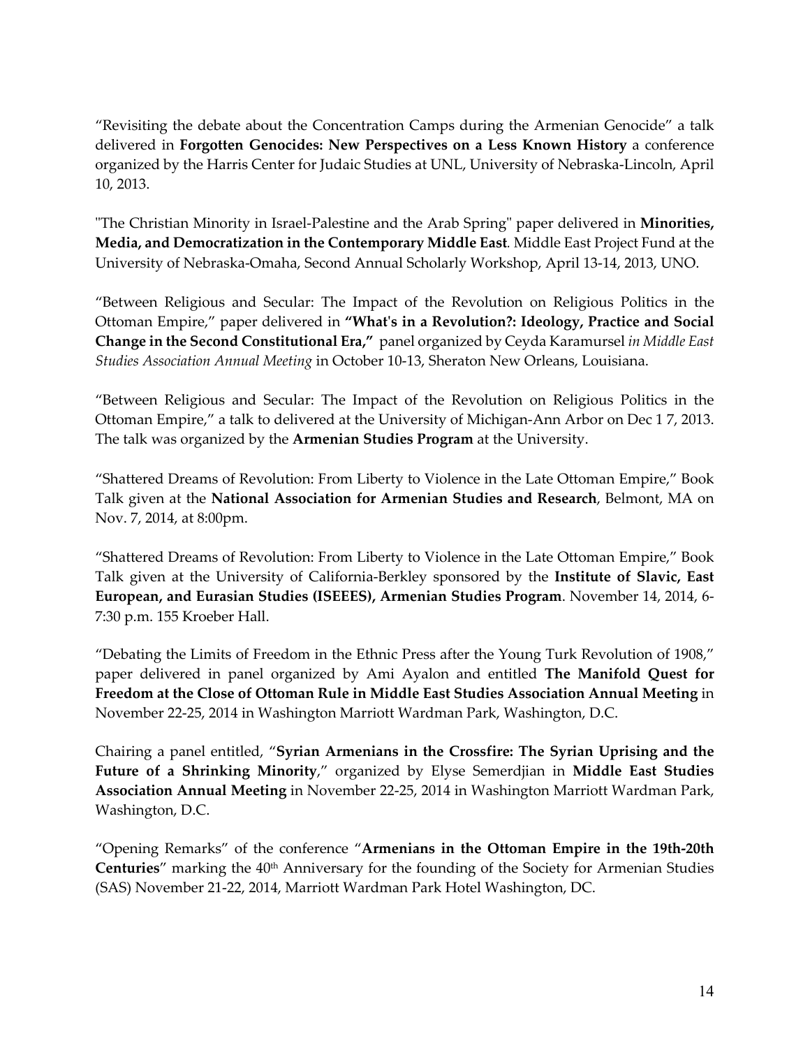"Revisiting the debate about the Concentration Camps during the Armenian Genocide" a talk delivered in **Forgotten Genocides: New Perspectives on a Less Known History** a conference organized by the Harris Center for Judaic Studies at UNL, University of Nebraska-Lincoln, April 10, 2013.

"The Christian Minority in Israel-Palestine and the Arab Spring" paper delivered in **Minorities, Media, and Democratization in the Contemporary Middle East**. Middle East Project Fund at the University of Nebraska-Omaha, Second Annual Scholarly Workshop, April 13-14, 2013, UNO.

"Between Religious and Secular: The Impact of the Revolution on Religious Politics in the Ottoman Empire," paper delivered in **"What's in a Revolution?: Ideology, Practice and Social Change in the Second Constitutional Era,"** panel organized by Ceyda Karamursel *in Middle East Studies Association Annual Meeting* in October 10-13, Sheraton New Orleans, Louisiana.

"Between Religious and Secular: The Impact of the Revolution on Religious Politics in the Ottoman Empire," a talk to delivered at the University of Michigan-Ann Arbor on Dec 1 7, 2013. The talk was organized by the **Armenian Studies Program** at the University.

"Shattered Dreams of Revolution: From Liberty to Violence in the Late Ottoman Empire," Book Talk given at the **National Association for Armenian Studies and Research**, Belmont, MA on Nov. 7, 2014, at 8:00pm.

"Shattered Dreams of Revolution: From Liberty to Violence in the Late Ottoman Empire," Book Talk given at the University of California-Berkley sponsored by the **Institute of Slavic, East European, and Eurasian Studies (ISEEES), Armenian Studies Program**. November 14, 2014, 6-7:30 p.m. 155 Kroeber Hall.

"Debating the Limits of Freedom in the Ethnic Press after the Young Turk Revolution of 1908," paper delivered in panel organized by Ami Ayalon and entitled **The Manifold Quest for Freedom at the Close of Ottoman Rule in Middle East Studies Association Annual Meeting** in November 22-25, 2014 in Washington Marriott Wardman Park, Washington, D.C.

Chairing a panel entitled, "**Syrian Armenians in the Crossfire: The Syrian Uprising and the Future of a Shrinking Minority**," organized by Elyse Semerdjian in **Middle East Studies Association Annual Meeting** in November 22-25, 2014 in Washington Marriott Wardman Park, Washington, D.C.

"Opening Remarks" of the conference "**Armenians in the Ottoman Empire in the 19th-20th Centuries**" marking the 40th Anniversary for the founding of the Society for Armenian Studies (SAS) November 21-22, 2014, Marriott Wardman Park Hotel Washington, DC.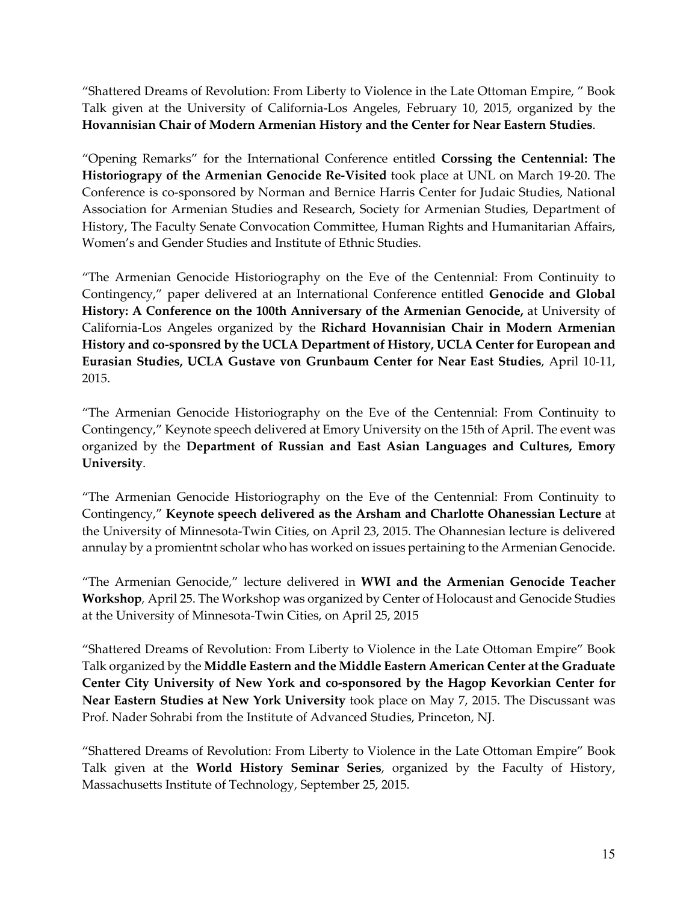“Shattered Dreams of Revolution: From Liberty to Violence in the Late Ottoman Empire, ” Book Talk given at the University of California-Los Angeles, February 10, 2015, organized by the **Hovannisian Chair of Modern Armenian History and the Center for Near Eastern Studies**.

“Opening Remarks” for the International Conference entitled **Corssing the Centennial: The Historiograpy of the Armenian Genocide Re-Visited** took place at UNL on March 19-20. The Conference is co-sponsored by Norman and Bernice Harris Center for Judaic Studies, National Association for Armenian Studies and Research, Society for Armenian Studies, Department of History, The Faculty Senate Convocation Committee, Human Rights and Humanitarian Affairs, Women’s and Gender Studies and Institute of Ethnic Studies.

“The Armenian Genocide Historiography on the Eve of the Centennial: From Continuity to Contingency,” paper delivered at an International Conference entitled **Genocide and Global History: A Conference on the 100th Anniversary of the Armenian Genocide,** at University of California-Los Angeles organized by the **Richard Hovannisian Chair in Modern Armenian History and co-sponsred by the UCLA Department of History, UCLA Center for European and Eurasian Studies, UCLA Gustave von Grunbaum Center for Near East Studies**, April 10-11, 2015.

“The Armenian Genocide Historiography on the Eve of the Centennial: From Continuity to Contingency,” Keynote speech delivered at Emory University on the 15th of April. The event was organized by the **Department of Russian and East Asian Languages and Cultures, Emory University**.

“The Armenian Genocide Historiography on the Eve of the Centennial: From Continuity to Contingency,” **Keynote speech delivered as the Arsham and Charlotte Ohanessian Lecture** at the University of Minnesota-Twin Cities, on April 23, 2015. The Ohannesian lecture is delivered annulay by a promientnt scholar who has worked on issues pertaining to the Armenian Genocide.

“The Armenian Genocide,” lecture delivered in **WWI and the Armenian Genocide Teacher Workshop**, April 25. The Workshop was organized by Center of Holocaust and Genocide Studies at the University of Minnesota-Twin Cities, on April 25, 2015

“Shattered Dreams of Revolution: From Liberty to Violence in the Late Ottoman Empire” Book Talk organized by the **Middle Eastern and the Middle Eastern American Center at the Graduate Center City University of New York and co-sponsored by the Hagop Kevorkian Center for Near Eastern Studies at New York University** took place on May 7, 2015. The Discussant was Prof. Nader Sohrabi from the Institute of Advanced Studies, Princeton, NJ.

“Shattered Dreams of Revolution: From Liberty to Violence in the Late Ottoman Empire” Book Talk given at the **World History Seminar Series**, organized by the Faculty of History, Massachusetts Institute of Technology, September 25, 2015.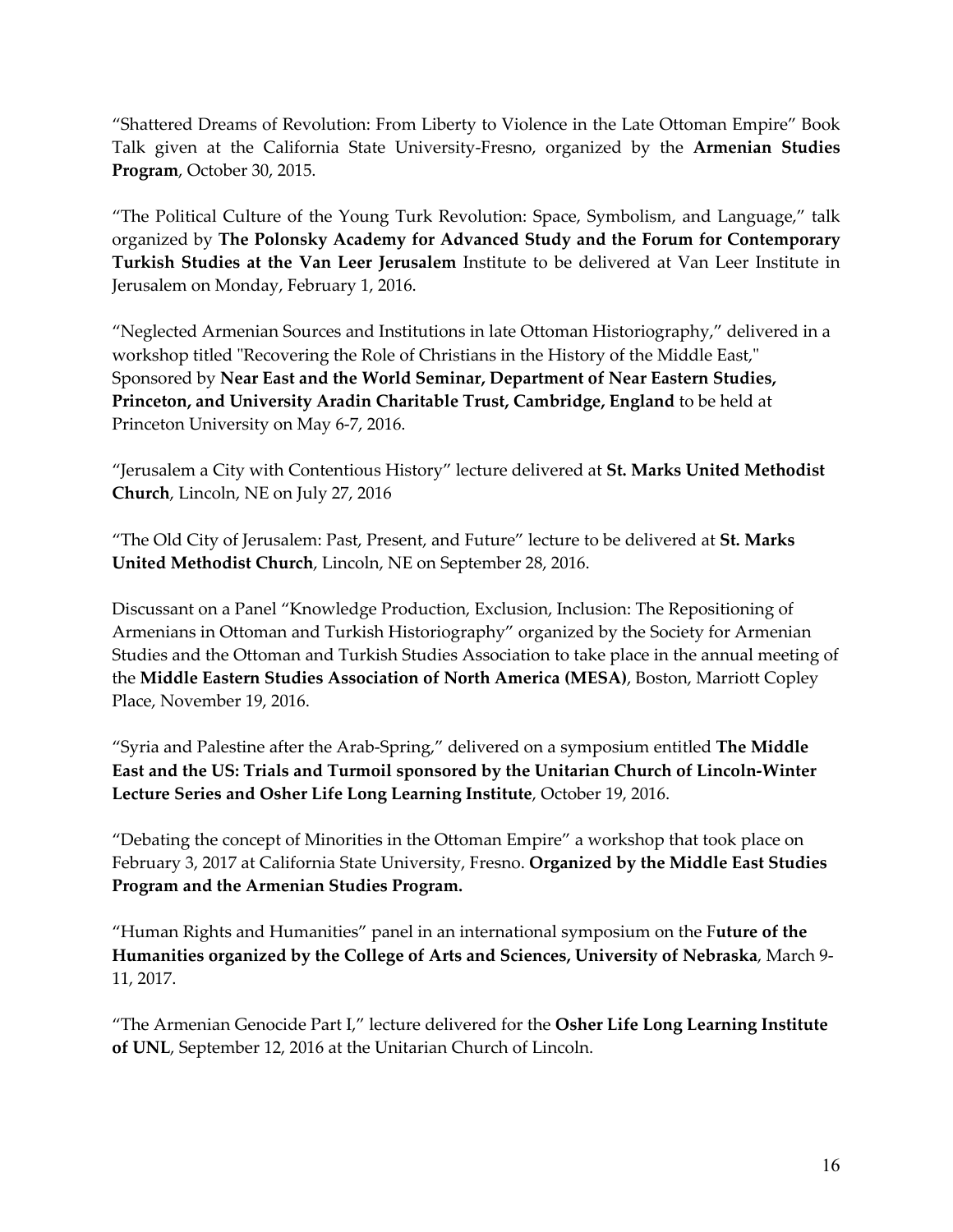"Shattered Dreams of Revolution: From Liberty to Violence in the Late Ottoman Empire" Book Talk given at the California State University-Fresno, organized by the **Armenian Studies Program**, October 30, 2015.

"The Political Culture of the Young Turk Revolution: Space, Symbolism, and Language," talk organized by **The Polonsky Academy for Advanced Study and the Forum for Contemporary Turkish Studies at the Van Leer Jerusalem** Institute to be delivered at Van Leer Institute in Jerusalem on Monday, February 1, 2016.

"Neglected Armenian Sources and Institutions in late Ottoman Historiography," delivered in a workshop titled "Recovering the Role of Christians in the History of the Middle East," Sponsored by **Near East and the World Seminar, Department of Near Eastern Studies, Princeton, and University Aradin Charitable Trust, Cambridge, England** to be held at Princeton University on May 6-7, 2016.

"Jerusalem a City with Contentious History" lecture delivered at **St. Marks United Methodist Church**, Lincoln, NE on July 27, 2016

"The Old City of Jerusalem: Past, Present, and Future" lecture to be delivered at **St. Marks United Methodist Church**, Lincoln, NE on September 28, 2016.

Discussant on a Panel "Knowledge Production, Exclusion, Inclusion: The Repositioning of Armenians in Ottoman and Turkish Historiography" organized by the Society for Armenian Studies and the Ottoman and Turkish Studies Association to take place in the annual meeting of the **Middle Eastern Studies Association of North America (MESA)**, Boston, Marriott Copley Place, November 19, 2016.

"Syria and Palestine after the Arab-Spring," delivered on a symposium entitled **The Middle East and the US: Trials and Turmoil sponsored by the Unitarian Church of Lincoln-Winter Lecture Series and Osher Life Long Learning Institute**, October 19, 2016.

"Debating the concept of Minorities in the Ottoman Empire" a workshop that took place on February 3, 2017 at California State University, Fresno. **Organized by the Middle East Studies Program and the Armenian Studies Program.**

"Human Rights and Humanities" panel in an international symposium on the F**uture of the Humanities organized by the College of Arts and Sciences, University of Nebraska**, March 9-11, 2017.

"The Armenian Genocide Part I," lecture delivered for the **Osher Life Long Learning Institute of UNL**, September 12, 2016 at the Unitarian Church of Lincoln.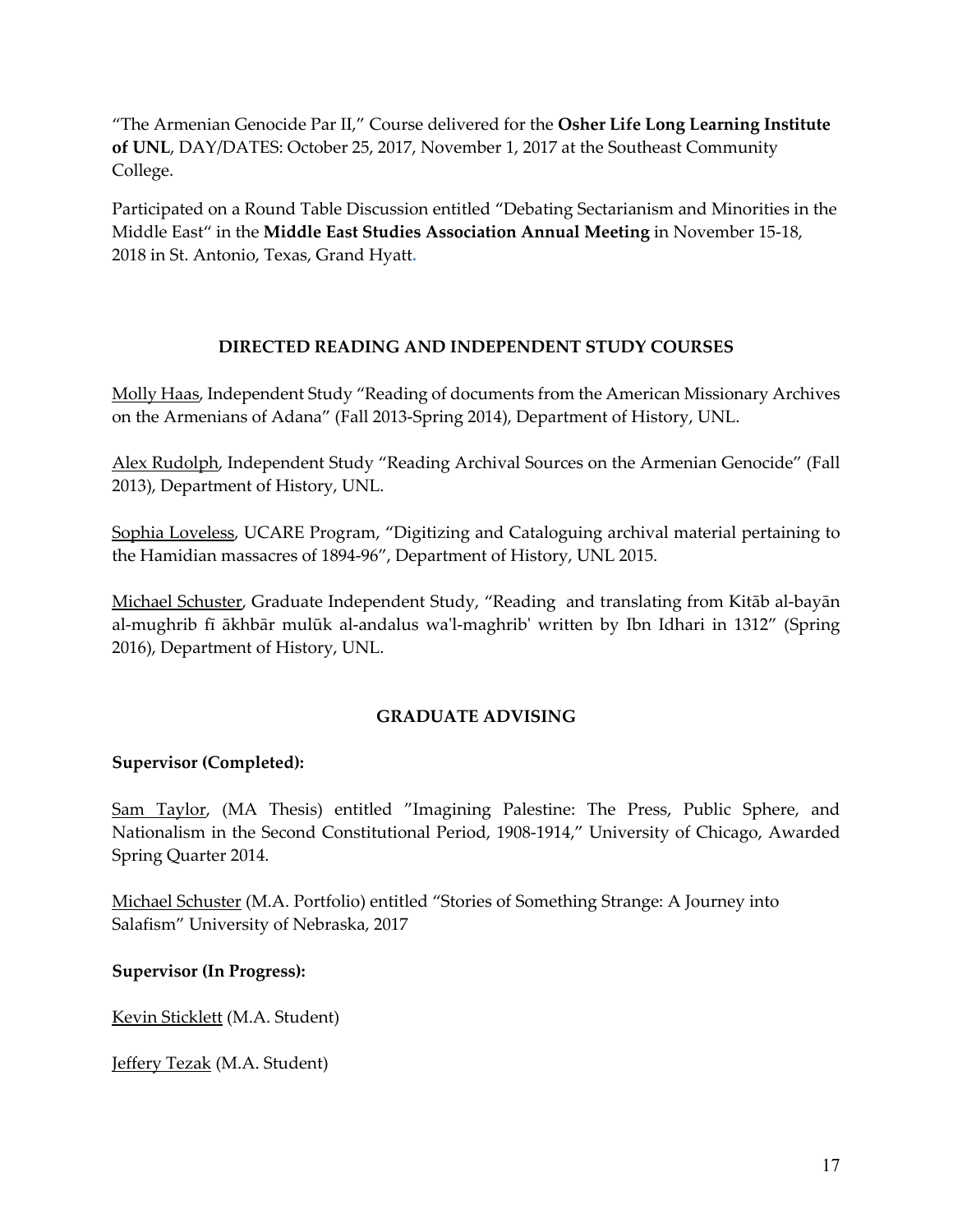"The Armenian Genocide Par II," Course delivered for the **Osher Life Long Learning Institute of UNL**, DAY/DATES: October 25, 2017, November 1, 2017 at the Southeast Community College.

Participated on a Round Table Discussion entitled "Debating Sectarianism and Minorities in the Middle East" in the **Middle East Studies Association Annual Meeting** in November 15-18, 2018 in St. Antonio, Texas, Grand Hyatt.

## DIRECTED READING AND INDEPENDENT STUDY COURSES

<u>Molly Haas</u>, Independent Study "Reading of documents from the American Missionary Archives on the Armenians of Adana" (Fall 2013-Spring 2014), Department of History, UNL.

<u>Alex Rudolph</u>, Independent Study "Reading Archival Sources on the Armenian Genocide" (Fall 2013), Department of History, UNL.

<u>Sophia Loveless</u>, UCARE Program, "Digitizing and Cataloguing archival material pertaining to the Hamidian massacres of 1894-96", Department of History, UNL 2015.

<u>Michael Schuster</u>, Graduate Independent Study, "Reading and translating from Kitāb al-bayān al-mughrib fī ākhbār mulūk al-andalus wa'l-maghrib' written by Ibn Idhari in 1312" (Spring 2016), Department of History, UNL.

## GRADUATE ADVISING

**Supervisor (Completed):**

<u>Sam Taylor</u>, (MA Thesis) entitled "Imagining Palestine: The Press, Public Sphere, and Nationalism in the Second Constitutional Period, 1908-1914," University of Chicago, Awarded Spring Quarter 2014.

<u>Michael Schuster</u> (M.A. Portfolio) entitled "Stories of Something Strange: A Journey into Salafism" University of Nebraska, 2017

**Supervisor (In Progress):**

<u>Kevin Sticklett</u> (M.A. Student)

<u>Jeffery Tezak</u> (M.A. Student)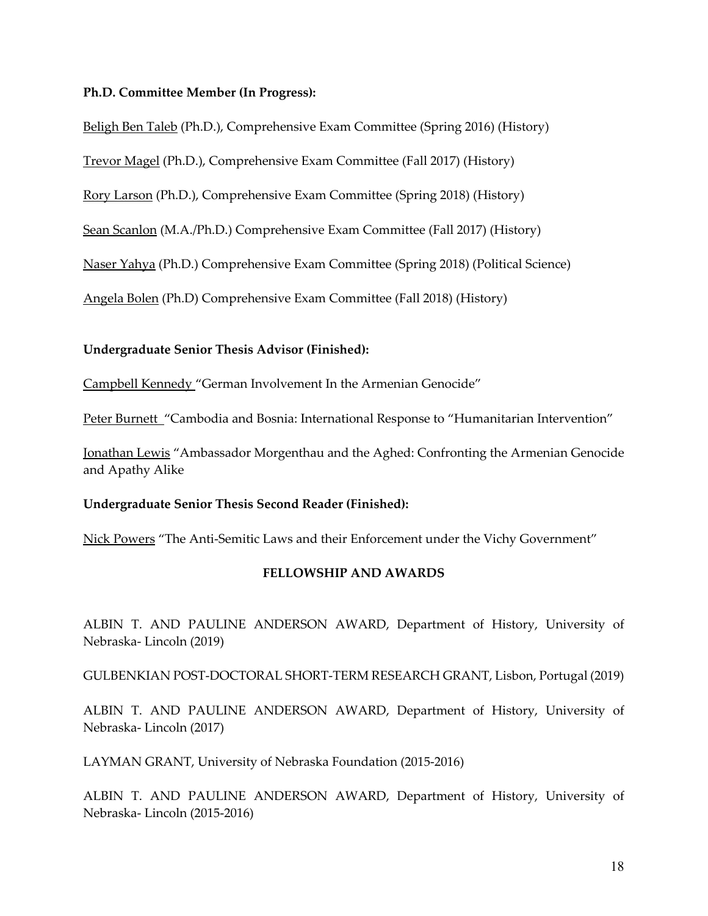**Ph.D. Committee Member (In Progress):**

Beligh Ben Taleb (Ph.D.), Comprehensive Exam Committee (Spring 2016) (History)

Trevor Magel (Ph.D.), Comprehensive Exam Committee (Fall 2017) (History)

Rory Larson (Ph.D.), Comprehensive Exam Committee (Spring 2018) (History)

Sean Scanlon (M.A./Ph.D.) Comprehensive Exam Committee (Fall 2017) (History)

Naser Yahya (Ph.D.) Comprehensive Exam Committee (Spring 2018) (Political Science)

Angela Bolen (Ph.D) Comprehensive Exam Committee (Fall 2018) (History)

**Undergraduate Senior Thesis Advisor (Finished):**

Campbell Kennedy "German Involvement In the Armenian Genocide"

Peter Burnett "Cambodia and Bosnia: International Response to "Humanitarian Intervention"

Jonathan Lewis "Ambassador Morgenthau and the Aghed: Confronting the Armenian Genocide and Apathy Alike

**Undergraduate Senior Thesis Second Reader (Finished):**

Nick Powers "The Anti-Semitic Laws and their Enforcement under the Vichy Government"

## FELLOWSHIP AND AWARDS

ALBIN T. AND PAULINE ANDERSON AWARD, Department of History, University of Nebraska- Lincoln (2019)

GULBENKIAN POST-DOCTORAL SHORT-TERM RESEARCH GRANT, Lisbon, Portugal (2019)

ALBIN T. AND PAULINE ANDERSON AWARD, Department of History, University of Nebraska- Lincoln (2017)

LAYMAN GRANT, University of Nebraska Foundation (2015-2016)

ALBIN T. AND PAULINE ANDERSON AWARD, Department of History, University of Nebraska- Lincoln (2015-2016)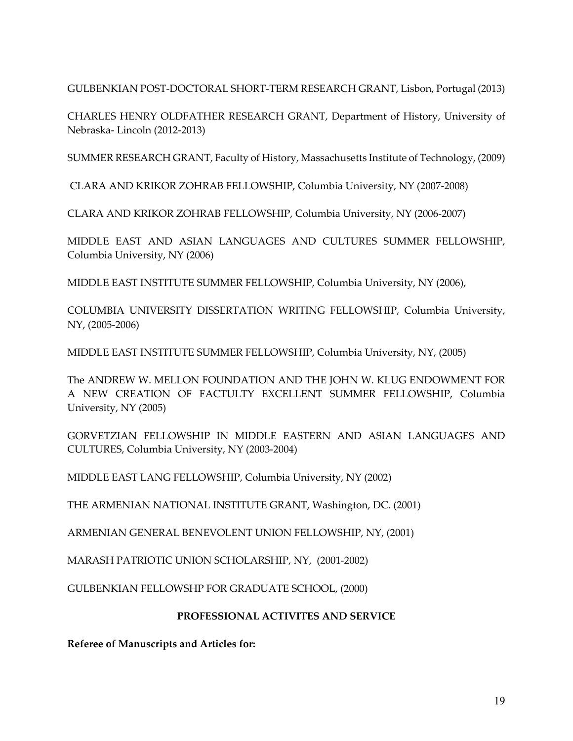GULBENKIAN POST-DOCTORAL SHORT-TERM RESEARCH GRANT, Lisbon, Portugal (2013)

CHARLES HENRY OLDFATHER RESEARCH GRANT, Department of History, University of Nebraska- Lincoln (2012-2013)

SUMMER RESEARCH GRANT, Faculty of History, Massachusetts Institute of Technology, (2009)

CLARA AND KRIKOR ZOHRAB FELLOWSHIP, Columbia University, NY (2007-2008)

CLARA AND KRIKOR ZOHRAB FELLOWSHIP, Columbia University, NY (2006-2007)

MIDDLE EAST AND ASIAN LANGUAGES AND CULTURES SUMMER FELLOWSHIP, Columbia University, NY (2006)

MIDDLE EAST INSTITUTE SUMMER FELLOWSHIP, Columbia University, NY (2006),

COLUMBIA UNIVERSITY DISSERTATION WRITING FELLOWSHIP, Columbia University, NY, (2005-2006)

MIDDLE EAST INSTITUTE SUMMER FELLOWSHIP, Columbia University, NY, (2005)

The ANDREW W. MELLON FOUNDATION AND THE JOHN W. KLUG ENDOWMENT FOR A NEW CREATION OF FACTULTY EXCELLENT SUMMER FELLOWSHIP, Columbia University, NY (2005)

GORVETZIAN FELLOWSHIP IN MIDDLE EASTERN AND ASIAN LANGUAGES AND CULTURES, Columbia University, NY (2003-2004)

MIDDLE EAST LANG FELLOWSHIP, Columbia University, NY (2002)

THE ARMENIAN NATIONAL INSTITUTE GRANT, Washington, DC. (2001)

ARMENIAN GENERAL BENEVOLENT UNION FELLOWSHIP, NY, (2001)

MARASH PATRIOTIC UNION SCHOLARSHIP, NY, (2001-2002)

GULBENKIAN FELLOWSHP FOR GRADUATE SCHOOL, (2000)

## PROFESSIONAL ACTIVITES AND SERVICE

**Referee of Manuscripts and Articles for:**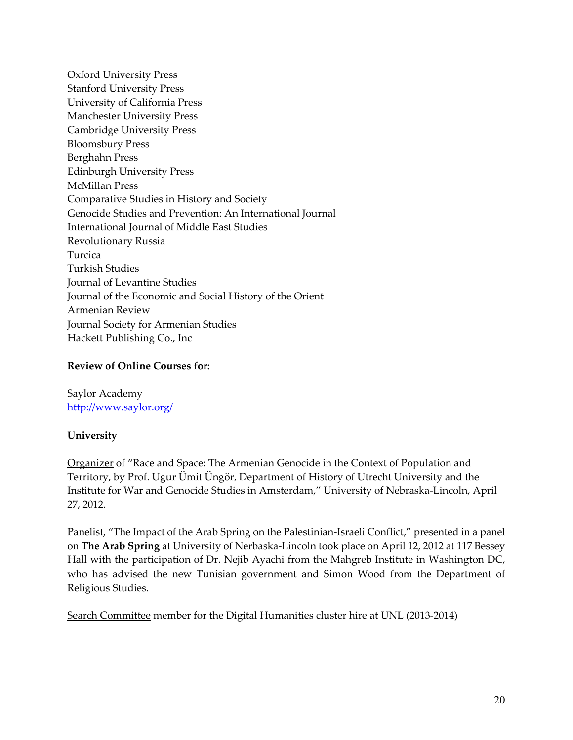Oxford University Press
Stanford University Press
University of California Press
Manchester University Press
Cambridge University Press
Bloomsbury Press
Berghahn Press
Edinburgh University Press
McMillan Press
Comparative Studies in History and Society
Genocide Studies and Prevention: An International Journal
International Journal of Middle East Studies
Revolutionary Russia
Turcica
Turkish Studies
Journal of Levantine Studies
Journal of the Economic and Social History of the Orient
Armenian Review
Journal Society for Armenian Studies
Hackett Publishing Co., Inc

**Review of Online Courses for:**

Saylor Academy
[http://www.saylor.org/](http://www.saylor.org/)

**University**

Organizer of "Race and Space: The Armenian Genocide in the Context of Population and Territory, by Prof. Ugur Ümit Üngör, Department of History of Utrecht University and the Institute for War and Genocide Studies in Amsterdam," University of Nebraska-Lincoln, April 27, 2012.

Panelist, "The Impact of the Arab Spring on the Palestinian-Israeli Conflict," presented in a panel on **The Arab Spring** at University of Nerbaska-Lincoln took place on April 12, 2012 at 117 Bessey Hall with the participation of Dr. Nejib Ayachi from the Mahgreb Institute in Washington DC, who has advised the new Tunisian government and Simon Wood from the Department of Religious Studies.

Search Committee member for the Digital Humanities cluster hire at UNL (2013-2014)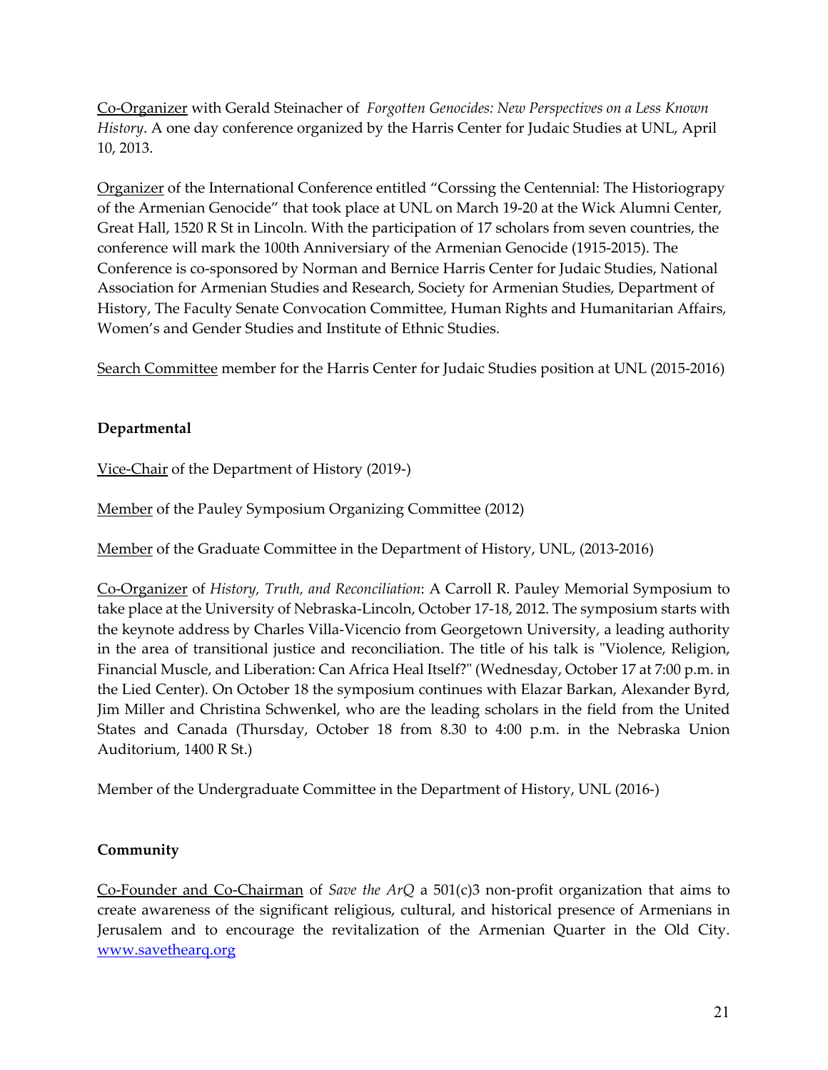Co-Organizer with Gerald Steinacher of *Forgotten Genocides: New Perspectives on a Less Known History*. A one day conference organized by the Harris Center for Judaic Studies at UNL, April 10, 2013.

Organizer of the International Conference entitled "Corssing the Centennial: The Historiograpy of the Armenian Genocide" that took place at UNL on March 19-20 at the Wick Alumni Center, Great Hall, 1520 R St in Lincoln. With the participation of 17 scholars from seven countries, the conference will mark the 100th Anniversiary of the Armenian Genocide (1915-2015). The Conference is co-sponsored by Norman and Bernice Harris Center for Judaic Studies, National Association for Armenian Studies and Research, Society for Armenian Studies, Department of History, The Faculty Senate Convocation Committee, Human Rights and Humanitarian Affairs, Women's and Gender Studies and Institute of Ethnic Studies.

Search Committee member for the Harris Center for Judaic Studies position at UNL (2015-2016)

**Departmental**

Vice-Chair of the Department of History (2019-)

Member of the Pauley Symposium Organizing Committee (2012)

Member of the Graduate Committee in the Department of History, UNL, (2013-2016)

Co-Organizer of *History, Truth, and Reconciliation*: A Carroll R. Pauley Memorial Symposium to take place at the University of Nebraska-Lincoln, October 17-18, 2012. The symposium starts with the keynote address by Charles Villa-Vicencio from Georgetown University, a leading authority in the area of transitional justice and reconciliation. The title of his talk is "Violence, Religion, Financial Muscle, and Liberation: Can Africa Heal Itself?" (Wednesday, October 17 at 7:00 p.m. in the Lied Center). On October 18 the symposium continues with Elazar Barkan, Alexander Byrd, Jim Miller and Christina Schwenkel, who are the leading scholars in the field from the United States and Canada (Thursday, October 18 from 8.30 to 4:00 p.m. in the Nebraska Union Auditorium, 1400 R St.)

Member of the Undergraduate Committee in the Department of History, UNL (2016-)

**Community**

Co-Founder and Co-Chairman of *Save the ArQ* a 501(c)3 non-profit organization that aims to create awareness of the significant religious, cultural, and historical presence of Armenians in Jerusalem and to encourage the revitalization of the Armenian Quarter in the Old City. www.savethearq.org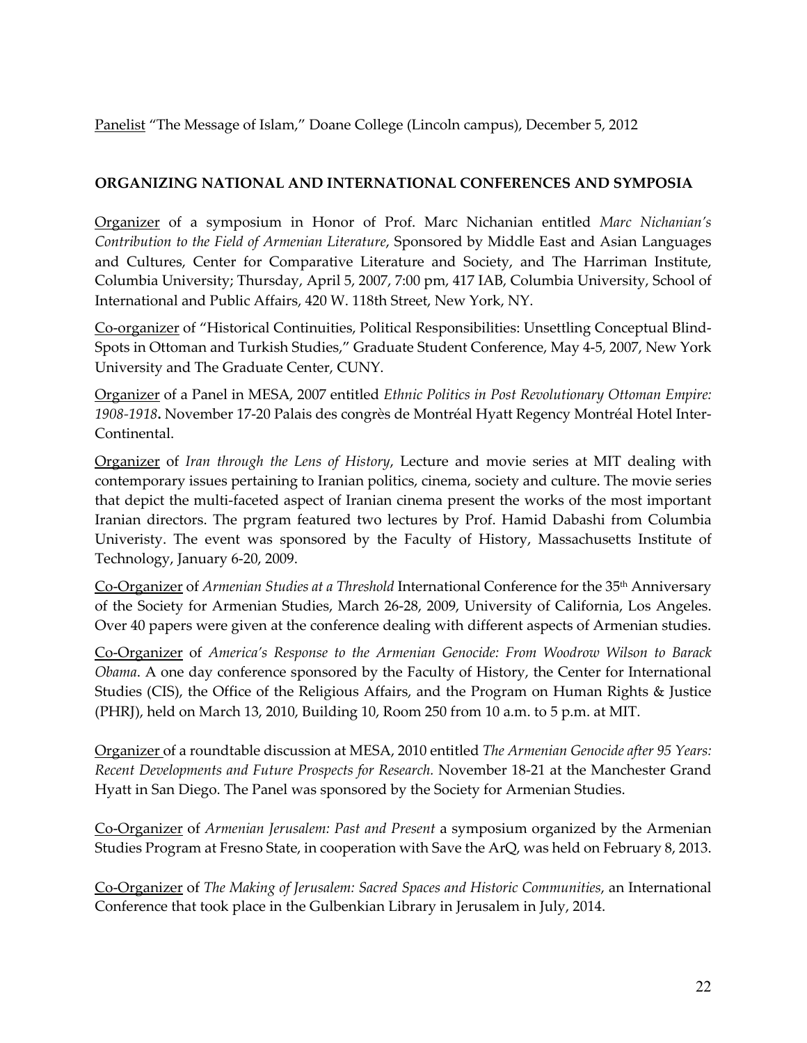Panelist "The Message of Islam," Doane College (Lincoln campus), December 5, 2012

**ORGANIZING NATIONAL AND INTERNATIONAL CONFERENCES AND SYMPOSIA**

Organizer of a symposium in Honor of Prof. Marc Nichanian entitled *Marc Nichanian's Contribution to the Field of Armenian Literature*, Sponsored by Middle East and Asian Languages and Cultures, Center for Comparative Literature and Society, and The Harriman Institute, Columbia University; Thursday, April 5, 2007, 7:00 pm, 417 IAB, Columbia University, School of International and Public Affairs, 420 W. 118th Street, New York, NY.

Co-organizer of "Historical Continuities, Political Responsibilities: Unsettling Conceptual Blind-Spots in Ottoman and Turkish Studies," Graduate Student Conference, May 4-5, 2007, New York University and The Graduate Center, CUNY.

Organizer of a Panel in MESA, 2007 entitled *Ethnic Politics in Post Revolutionary Ottoman Empire: 1908-1918***.** November 17-20 Palais des congrès de Montréal Hyatt Regency Montréal Hotel Inter-Continental.

Organizer of *Iran through the Lens of History*, Lecture and movie series at MIT dealing with contemporary issues pertaining to Iranian politics, cinema, society and culture. The movie series that depict the multi-faceted aspect of Iranian cinema present the works of the most important Iranian directors. The prgram featured two lectures by Prof. Hamid Dabashi from Columbia Univeristy. The event was sponsored by the Faculty of History, Massachusetts Institute of Technology, January 6-20, 2009.

Co-Organizer of *Armenian Studies at a Threshold* International Conference for the 35th Anniversary of the Society for Armenian Studies, March 26-28, 2009, University of California, Los Angeles. Over 40 papers were given at the conference dealing with different aspects of Armenian studies.

Co-Organizer of *America's Response to the Armenian Genocide: From Woodrow Wilson to Barack Obama*. A one day conference sponsored by the Faculty of History, the Center for International Studies (CIS), the Office of the Religious Affairs, and the Program on Human Rights & Justice (PHRJ), held on March 13, 2010, Building 10, Room 250 from 10 a.m. to 5 p.m. at MIT.

Organizer of a roundtable discussion at MESA, 2010 entitled *The Armenian Genocide after 95 Years: Recent Developments and Future Prospects for Research.* November 18-21 at the Manchester Grand Hyatt in San Diego. The Panel was sponsored by the Society for Armenian Studies.

Co-Organizer of *Armenian Jerusalem: Past and Present* a symposium organized by the Armenian Studies Program at Fresno State, in cooperation with Save the ArQ, was held on February 8, 2013.

Co-Organizer of *The Making of Jerusalem: Sacred Spaces and Historic Communities*, an International Conference that took place in the Gulbenkian Library in Jerusalem in July, 2014.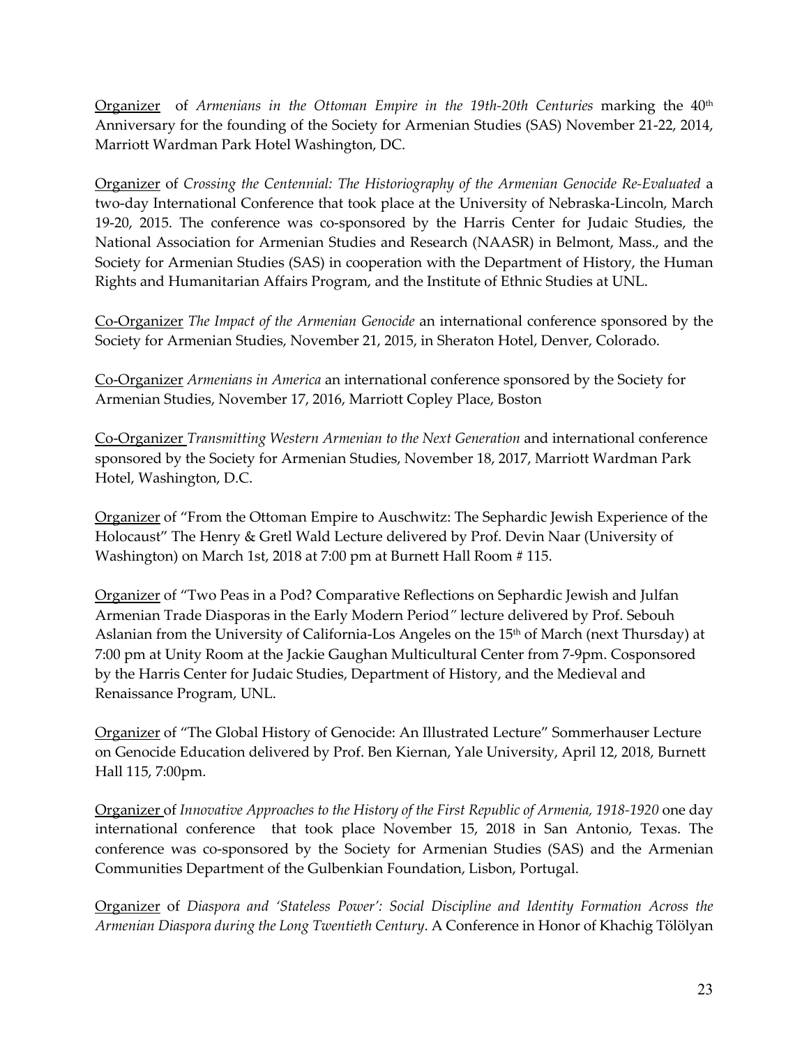<u>Organizer</u> of *Armenians in the Ottoman Empire in the 19th-20th Centuries* marking the 40th Anniversary for the founding of the Society for Armenian Studies (SAS) November 21-22, 2014, Marriott Wardman Park Hotel Washington, DC.

<u>Organizer</u> of *Crossing the Centennial: The Historiography of the Armenian Genocide Re-Evaluated* a two-day International Conference that took place at the University of Nebraska-Lincoln, March 19-20, 2015. The conference was co-sponsored by the Harris Center for Judaic Studies, the National Association for Armenian Studies and Research (NAASR) in Belmont, Mass., and the Society for Armenian Studies (SAS) in cooperation with the Department of History, the Human Rights and Humanitarian Affairs Program, and the Institute of Ethnic Studies at UNL.

<u>Co-Organizer</u> *The Impact of the Armenian Genocide* an international conference sponsored by the Society for Armenian Studies, November 21, 2015, in Sheraton Hotel, Denver, Colorado.

<u>Co-Organizer</u> *Armenians in America* an international conference sponsored by the Society for Armenian Studies, November 17, 2016, Marriott Copley Place, Boston

<u>Co-Organizer</u> *Transmitting Western Armenian to the Next Generation* and international conference sponsored by the Society for Armenian Studies, November 18, 2017, Marriott Wardman Park Hotel, Washington, D.C.

<u>Organizer</u> of "From the Ottoman Empire to Auschwitz: The Sephardic Jewish Experience of the Holocaust" The Henry & Gretl Wald Lecture delivered by Prof. Devin Naar (University of Washington) on March 1st, 2018 at 7:00 pm at Burnett Hall Room # 115.

<u>Organizer</u> of "Two Peas in a Pod? Comparative Reflections on Sephardic Jewish and Julfan Armenian Trade Diasporas in the Early Modern Period" lecture delivered by Prof. Sebouh Aslanian from the University of California-Los Angeles on the 15th of March (next Thursday) at 7:00 pm at Unity Room at the Jackie Gaughan Multicultural Center from 7-9pm. Cosponsored by the Harris Center for Judaic Studies, Department of History, and the Medieval and Renaissance Program, UNL.

<u>Organizer</u> of "The Global History of Genocide: An Illustrated Lecture" Sommerhauser Lecture on Genocide Education delivered by Prof. Ben Kiernan, Yale University, April 12, 2018, Burnett Hall 115, 7:00pm.

<u>Organizer</u> of *Innovative Approaches to the History of the First Republic of Armenia, 1918-1920* one day international conference that took place November 15, 2018 in San Antonio, Texas. The conference was co-sponsored by the Society for Armenian Studies (SAS) and the Armenian Communities Department of the Gulbenkian Foundation, Lisbon, Portugal.

<u>Organizer</u> of *Diaspora and 'Stateless Power': Social Discipline and Identity Formation Across the Armenian Diaspora during the Long Twentieth Century*. A Conference in Honor of Khachig Tölölyan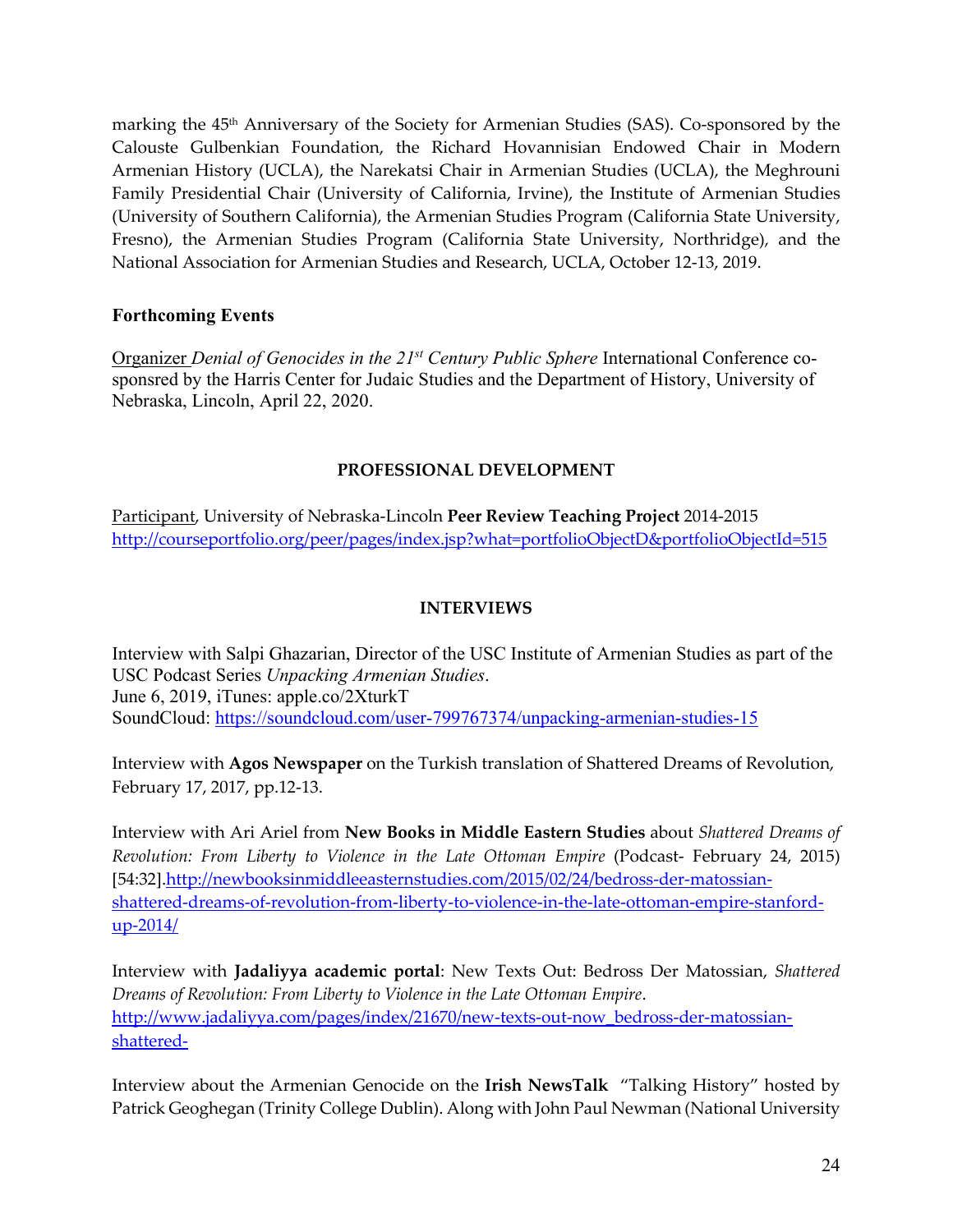marking the 45th Anniversary of the Society for Armenian Studies (SAS). Co-sponsored by the Calouste Gulbenkian Foundation, the Richard Hovannisian Endowed Chair in Modern Armenian History (UCLA), the Narekatsi Chair in Armenian Studies (UCLA), the Meghrouni Family Presidential Chair (University of California, Irvine), the Institute of Armenian Studies (University of Southern California), the Armenian Studies Program (California State University, Fresno), the Armenian Studies Program (California State University, Northridge), and the National Association for Armenian Studies and Research, UCLA, October 12-13, 2019.

### Forthcoming Events

Organizer *Denial of Genocides in the 21st Century Public Sphere* International Conference co-sponsred by the Harris Center for Judaic Studies and the Department of History, University of Nebraska, Lincoln, April 22, 2020.

## PROFESSIONAL DEVELOPMENT

Participant, University of Nebraska-Lincoln **Peer Review Teaching Project** 2014-2015
http://courseportfolio.org/peer/pages/index.jsp?what=portfolioObjectD&portfolioObjectId=515

## INTERVIEWS

Interview with Salpi Ghazarian, Director of the USC Institute of Armenian Studies as part of the USC Podcast Series *Unpacking Armenian Studies*.
June 6, 2019, iTunes: apple.co/2XturkT
SoundCloud: https://soundcloud.com/user-799767374/unpacking-armenian-studies-15

Interview with **Agos Newspaper** on the Turkish translation of Shattered Dreams of Revolution, February 17, 2017, pp.12-13.

Interview with Ari Ariel from **New Books in Middle Eastern Studies** about *Shattered Dreams of Revolution: From Liberty to Violence in the Late Ottoman Empire* (Podcast- February 24, 2015) [54:32].http://newbooksinmiddleeasternstudies.com/2015/02/24/bedross-der-matossian-shattered-dreams-of-revolution-from-liberty-to-violence-in-the-late-ottoman-empire-stanford-up-2014/

Interview with **Jadaliyya academic portal**: New Texts Out: Bedross Der Matossian, *Shattered Dreams of Revolution: From Liberty to Violence in the Late Ottoman Empire*.
http://www.jadaliyya.com/pages/index/21670/new-texts-out-now_bedross-der-matossian-shattered-

Interview about the Armenian Genocide on the **Irish NewsTalk** "Talking History" hosted by Patrick Geoghegan (Trinity College Dublin). Along with John Paul Newman (National University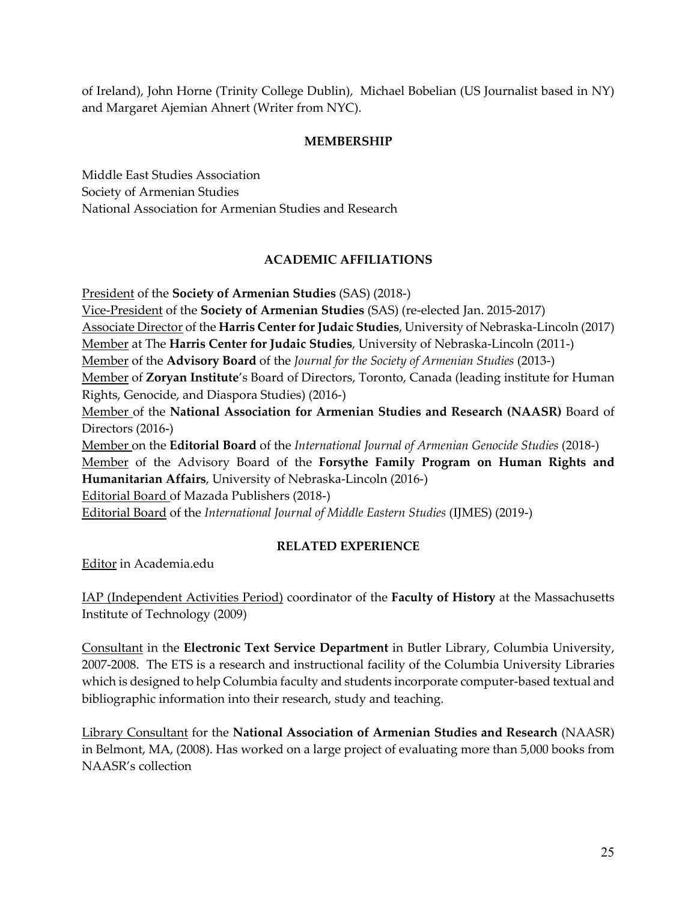of Ireland), John Horne (Trinity College Dublin), Michael Bobelian (US Journalist based in NY) and Margaret Ajemian Ahnert (Writer from NYC).

## MEMBERSHIP

Middle East Studies Association
Society of Armenian Studies
National Association for Armenian Studies and Research

## ACADEMIC AFFILIATIONS

<u>President</u> of the **Society of Armenian Studies** (SAS) (2018-)
<u>Vice-President</u> of the **Society of Armenian Studies** (SAS) (re-elected Jan. 2015-2017)
<u>Associate Director</u> of the **Harris Center for Judaic Studies**, University of Nebraska-Lincoln (2017)
<u>Member</u> at The **Harris Center for Judaic Studies**, University of Nebraska-Lincoln (2011-)
<u>Member</u> of the **Advisory Board** of the *Journal for the Society of Armenian Studies* (2013-)
<u>Member</u> of **Zoryan Institute**'s Board of Directors, Toronto, Canada (leading institute for Human Rights, Genocide, and Diaspora Studies) (2016-)
<u>Member</u> of the **National Association for Armenian Studies and Research (NAASR)** Board of Directors (2016-)
<u>Member</u> on the **Editorial Board** of the *International Journal of Armenian Genocide Studies* (2018-)
<u>Member</u> of the Advisory Board of the **Forsythe Family Program on Human Rights and Humanitarian Affairs**, University of Nebraska-Lincoln (2016-)
<u>Editorial Board</u> of Mazada Publishers (2018-)
<u>Editorial Board</u> of the *International Journal of Middle Eastern Studies* (IJMES) (2019-)

## RELATED EXPERIENCE

<u>Editor</u> in Academia.edu

<u>IAP (Independent Activities Period)</u> coordinator of the **Faculty of History** at the Massachusetts Institute of Technology (2009)

<u>Consultant</u> in the **Electronic Text Service Department** in Butler Library, Columbia University, 2007-2008. The ETS is a research and instructional facility of the Columbia University Libraries which is designed to help Columbia faculty and students incorporate computer-based textual and bibliographic information into their research, study and teaching.

<u>Library Consultant</u> for the **National Association of Armenian Studies and Research** (NAASR) in Belmont, MA, (2008). Has worked on a large project of evaluating more than 5,000 books from NAASR's collection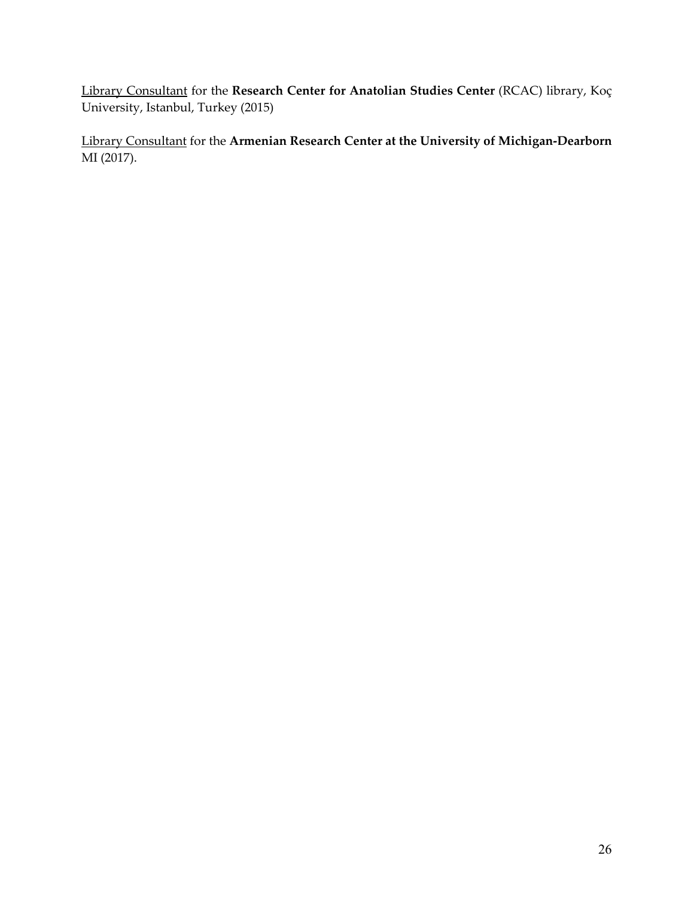Library Consultant for the **Research Center for Anatolian Studies Center** (RCAC) library, Koç University, Istanbul, Turkey (2015)

Library Consultant for the **Armenian Research Center at the University of Michigan-Dearborn** MI (2017).